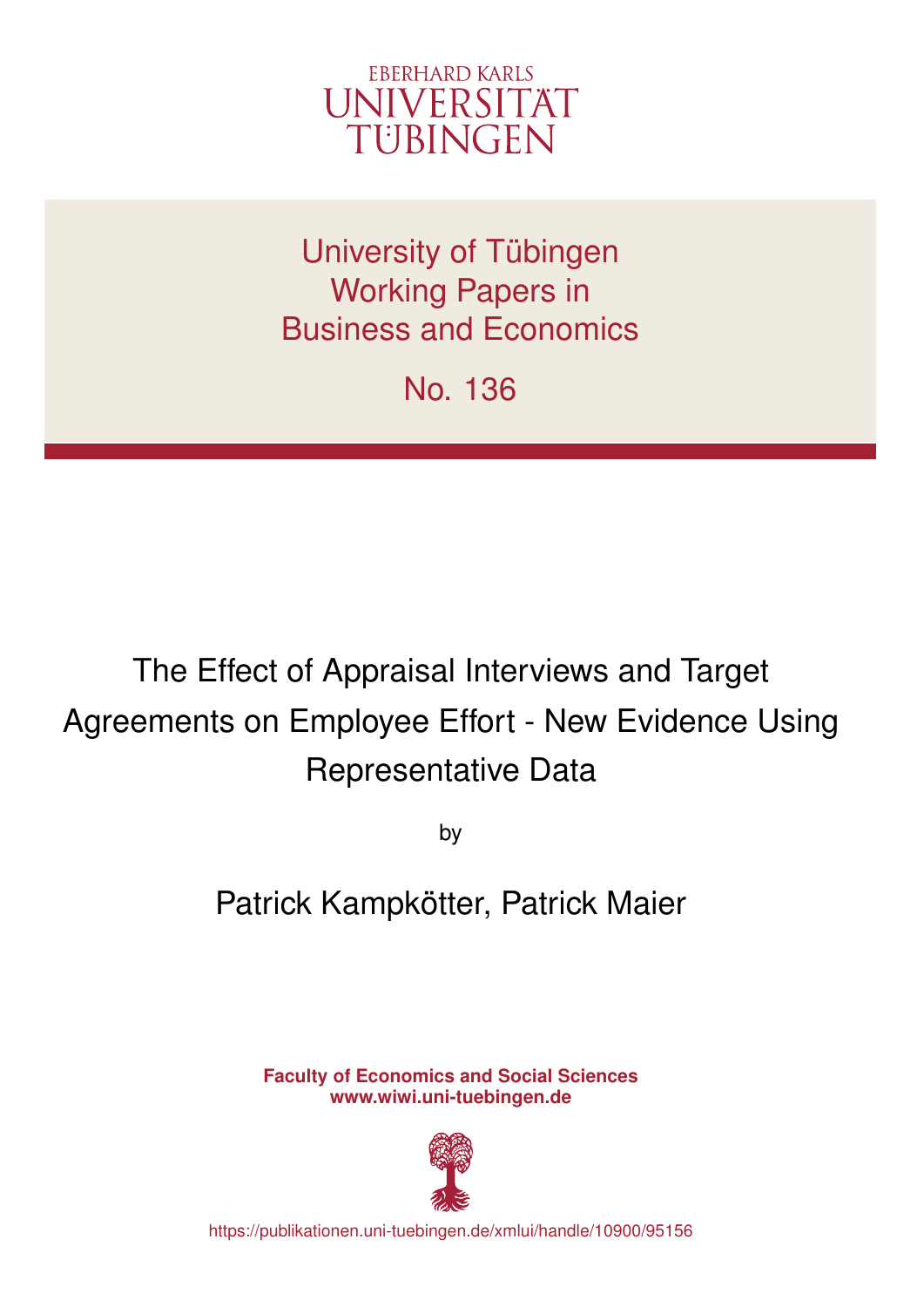EBERHARD KARLS
UNIVERSITÄT
TÜBINGEN

University of Tübingen
Working Papers in
Business and Economics

No. 136

# The Effect of Appraisal Interviews and Target Agreements on Employee Effort - New Evidence Using Representative Data

by

Patrick Kampkötter, Patrick Maier

**Faculty of Economics and Social Sciences**
**www.wiwi.uni-tuebingen.de**

https://publikationen.uni-tuebingen.de/xmlui/handle/10900/95156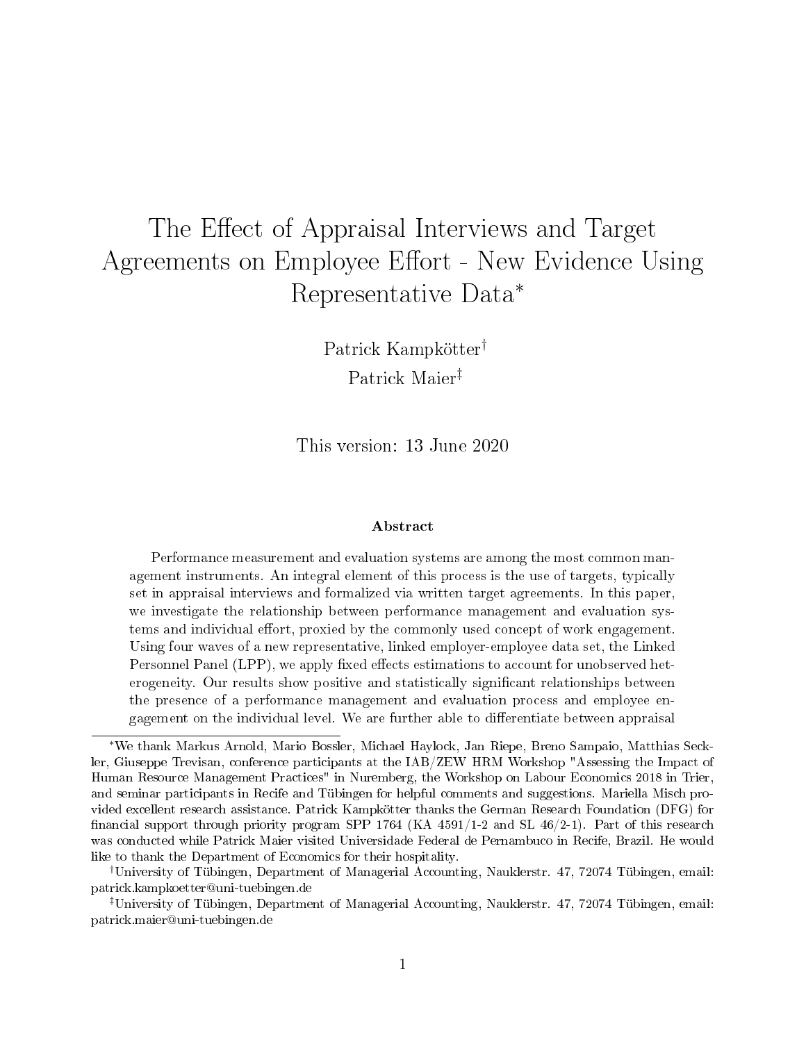# The Effect of Appraisal Interviews and Target Agreements on Employee Effort - New Evidence Using Representative Data*

Patrick Kampkötter[†]

Patrick Maier[‡]

This version: 13 June 2020

### Abstract

Performance measurement and evaluation systems are among the most common management instruments. An integral element of this process is the use of targets, typically set in appraisal interviews and formalized via written target agreements. In this paper, we investigate the relationship between performance management and evaluation systems and individual effort, proxied by the commonly used concept of work engagement. Using four waves of a new representative, linked employer-employee data set, the Linked Personnel Panel (LPP), we apply fixed effects estimations to account for unobserved heterogeneity. Our results show positive and statistically significant relationships between the presence of a performance management and evaluation process and employee engagement on the individual level. We are further able to differentiate between appraisal

---

*We thank Markus Arnold, Mario Bossler, Michael Haylock, Jan Riepe, Breno Sampaio, Matthias Seckler, Giuseppe Trevisan, conference participants at the IAB/ZEW HRM Workshop "Assessing the Impact of Human Resource Management Practices" in Nuremberg, the Workshop on Labour Economics 2018 in Trier, and seminar participants in Recife and Tübingen for helpful comments and suggestions. Mariella Misch provided excellent research assistance. Patrick Kampkötter thanks the German Research Foundation (DFG) for financial support through priority program SPP 1764 (KA 4591/1-2 and SL 46/2-1). Part of this research was conducted while Patrick Maier visited Universidade Federal de Pernambuco in Recife, Brazil. He would like to thank the Department of Economics for their hospitality.

†University of Tübingen, Department of Managerial Accounting, Nauklerstr. 47, 72074 Tübingen, email: patrick.kampkoetter@uni-tuebingen.de

‡University of Tübingen, Department of Managerial Accounting, Nauklerstr. 47, 72074 Tübingen, email: patrick.maier@uni-tuebingen.de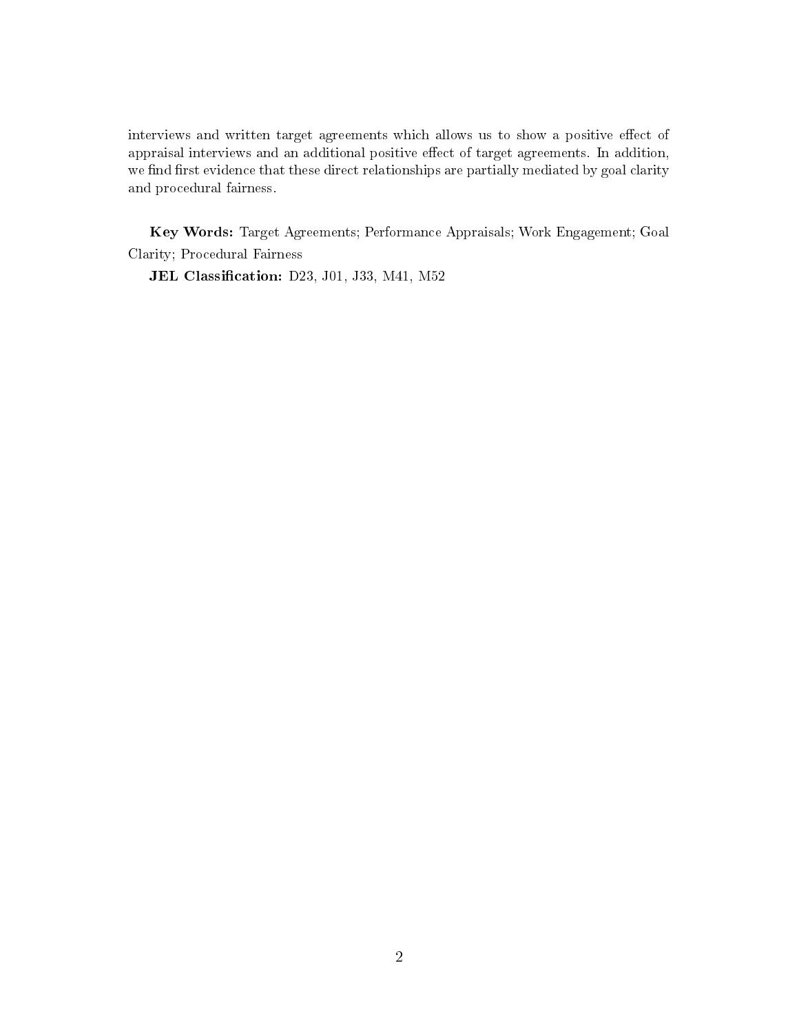interviews and written target agreements which allows us to show a positive effect of appraisal interviews and an additional positive effect of target agreements. In addition, we find first evidence that these direct relationships are partially mediated by goal clarity and procedural fairness.

**Key Words:** Target Agreements; Performance Appraisals; Work Engagement; Goal Clarity; Procedural Fairness

**JEL Classification:** D23, J01, J33, M41, M52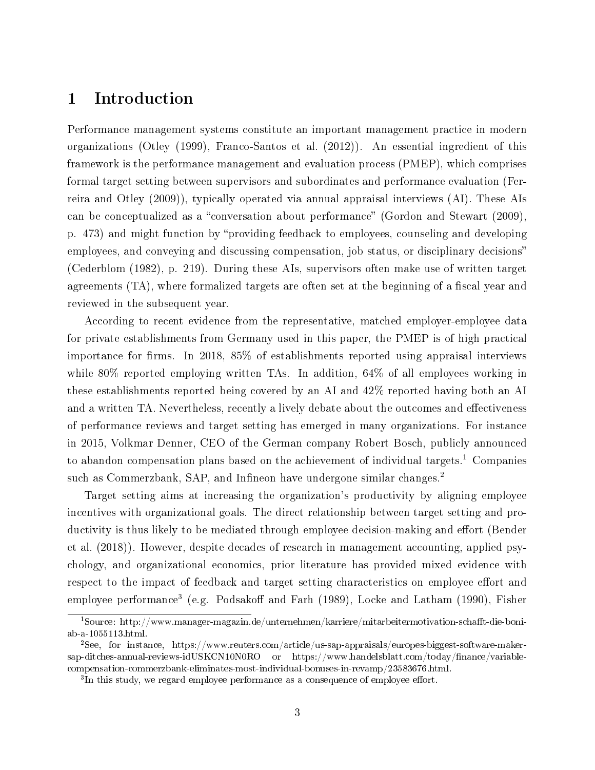# 1 Introduction

Performance management systems constitute an important management practice in modern organizations (Otley (1999), Franco-Santos et al. (2012)). An essential ingredient of this framework is the performance management and evaluation process (PMEP), which comprises formal target setting between supervisors and subordinates and performance evaluation (Ferreira and Otley (2009)), typically operated via annual appraisal interviews (AI). These AIs can be conceptualized as a "conversation about performance" (Gordon and Stewart (2009), p. 473) and might function by "providing feedback to employees, counseling and developing employees, and conveying and discussing compensation, job status, or disciplinary decisions" (Cederblom (1982), p. 219). During these AIs, supervisors often make use of written target agreements (TA), where formalized targets are often set at the beginning of a fiscal year and reviewed in the subsequent year.

According to recent evidence from the representative, matched employer-employee data for private establishments from Germany used in this paper, the PMEP is of high practical importance for firms. In 2018, 85% of establishments reported using appraisal interviews while 80% reported employing written TAs. In addition, 64% of all employees working in these establishments reported being covered by an AI and 42% reported having both an AI and a written TA. Nevertheless, recently a lively debate about the outcomes and effectiveness of performance reviews and target setting has emerged in many organizations. For instance in 2015, Volkmar Denner, CEO of the German company Robert Bosch, publicly announced to abandon compensation plans based on the achievement of individual targets.[1] Companies such as Commerzbank, SAP, and Infineon have undergone similar changes.[2]

Target setting aims at increasing the organization's productivity by aligning employee incentives with organizational goals. The direct relationship between target setting and productivity is thus likely to be mediated through employee decision-making and effort (Bender et al. (2018)). However, despite decades of research in management accounting, applied psychology, and organizational economics, prior literature has provided mixed evidence with respect to the impact of feedback and target setting characteristics on employee effort and employee performance[3] (e.g. Podsakoff and Farh (1989), Locke and Latham (1990), Fisher

---

[1] Source: http://www.manager-magazin.de/unternehmen/karriere/mitarbeitermotivation-schafft-die-boni-ab-a-1055113.html.

[2] See, for instance, https://www.reuters.com/article/us-sap-appraisals/europes-biggest-software-maker-sap-ditches-annual-reviews-idUSKCN10N0RO or https://www.handelsblatt.com/today/finance/variable-compensation-commerzbank-eliminates-most-individual-bonuses-in-revamp/23583676.html.

[3] In this study, we regard employee performance as a consequence of employee effort.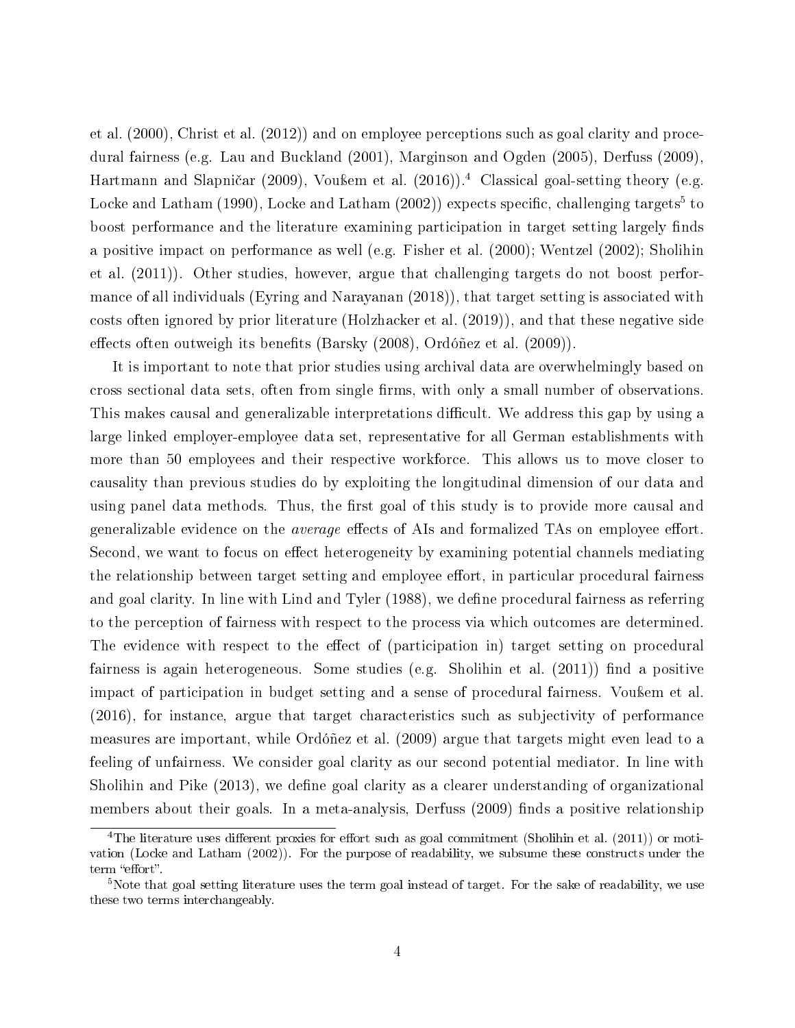et al. (2000), Christ et al. (2012)) and on employee perceptions such as goal clarity and procedural fairness (e.g. Lau and Buckland (2001), Marginson and Ogden (2005), Derfuss (2009), Hartmann and Slapničar (2009), Voußem et al. (2016)).[4] Classical goal-setting theory (e.g. Locke and Latham (1990), Locke and Latham (2002)) expects specific, challenging targets[5] to boost performance and the literature examining participation in target setting largely finds a positive impact on performance as well (e.g. Fisher et al. (2000); Wentzel (2002); Sholihin et al. (2011)). Other studies, however, argue that challenging targets do not boost performance of all individuals (Eyring and Narayanan (2018)), that target setting is associated with costs often ignored by prior literature (Holzhacker et al. (2019)), and that these negative side effects often outweigh its benefits (Barsky (2008), Ordóñez et al. (2009)).

It is important to note that prior studies using archival data are overwhelmingly based on cross sectional data sets, often from single firms, with only a small number of observations. This makes causal and generalizable interpretations difficult. We address this gap by using a large linked employer-employee data set, representative for all German establishments with more than 50 employees and their respective workforce. This allows us to move closer to causality than previous studies do by exploiting the longitudinal dimension of our data and using panel data methods. Thus, the first goal of this study is to provide more causal and generalizable evidence on the *average* effects of AIs and formalized TAs on employee effort. Second, we want to focus on effect heterogeneity by examining potential channels mediating the relationship between target setting and employee effort, in particular procedural fairness and goal clarity. In line with Lind and Tyler (1988), we define procedural fairness as referring to the perception of fairness with respect to the process via which outcomes are determined. The evidence with respect to the effect of (participation in) target setting on procedural fairness is again heterogeneous. Some studies (e.g. Sholihin et al. (2011)) find a positive impact of participation in budget setting and a sense of procedural fairness. Voußem et al. (2016), for instance, argue that target characteristics such as subjectivity of performance measures are important, while Ordóñez et al. (2009) argue that targets might even lead to a feeling of unfairness. We consider goal clarity as our second potential mediator. In line with Sholihin and Pike (2013), we define goal clarity as a clearer understanding of organizational members about their goals. In a meta-analysis, Derfuss (2009) finds a positive relationship

[4] The literature uses different proxies for effort such as goal commitment (Sholihin et al. (2011)) or motivation (Locke and Latham (2002)). For the purpose of readability, we subsume these constructs under the term "effort".

[5] Note that goal setting literature uses the term goal instead of target. For the sake of readability, we use these two terms interchangeably.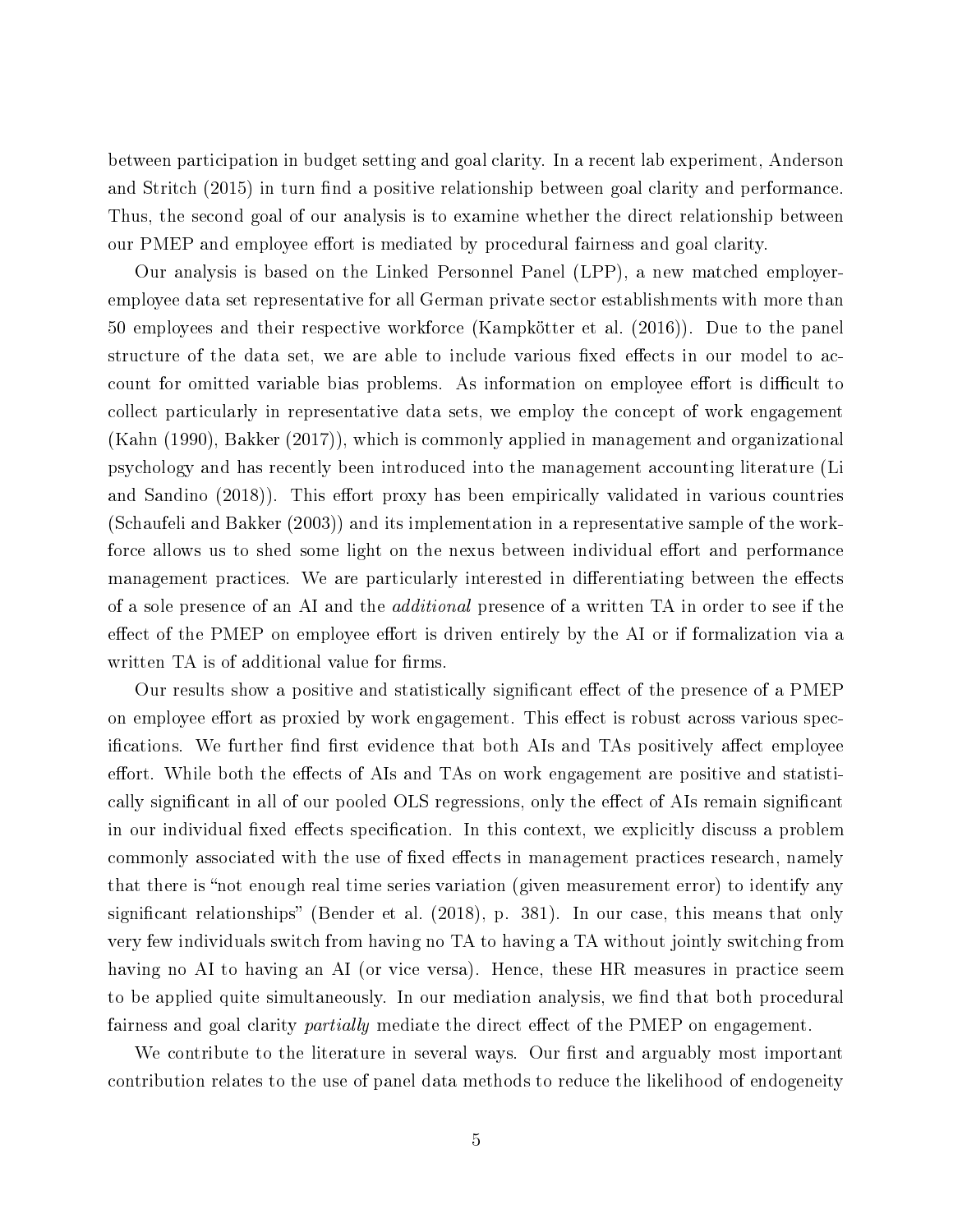between participation in budget setting and goal clarity. In a recent lab experiment, Anderson and Stritch (2015) in turn find a positive relationship between goal clarity and performance. Thus, the second goal of our analysis is to examine whether the direct relationship between our PMEP and employee effort is mediated by procedural fairness and goal clarity.

Our analysis is based on the Linked Personnel Panel (LPP), a new matched employer-employee data set representative for all German private sector establishments with more than 50 employees and their respective workforce (Kampkötter et al. (2016)). Due to the panel structure of the data set, we are able to include various fixed effects in our model to account for omitted variable bias problems. As information on employee effort is difficult to collect particularly in representative data sets, we employ the concept of work engagement (Kahn (1990), Bakker (2017)), which is commonly applied in management and organizational psychology and has recently been introduced into the management accounting literature (Li and Sandino (2018)). This effort proxy has been empirically validated in various countries (Schaufeli and Bakker (2003)) and its implementation in a representative sample of the workforce allows us to shed some light on the nexus between individual effort and performance management practices. We are particularly interested in differentiating between the effects of a sole presence of an AI and the *additional* presence of a written TA in order to see if the effect of the PMEP on employee effort is driven entirely by the AI or if formalization via a written TA is of additional value for firms.

Our results show a positive and statistically significant effect of the presence of a PMEP on employee effort as proxied by work engagement. This effect is robust across various specifications. We further find first evidence that both AIs and TAs positively affect employee effort. While both the effects of AIs and TAs on work engagement are positive and statistically significant in all of our pooled OLS regressions, only the effect of AIs remain significant in our individual fixed effects specification. In this context, we explicitly discuss a problem commonly associated with the use of fixed effects in management practices research, namely that there is "not enough real time series variation (given measurement error) to identify any significant relationships" (Bender et al. (2018), p. 381). In our case, this means that only very few individuals switch from having no TA to having a TA without jointly switching from having no AI to having an AI (or vice versa). Hence, these HR measures in practice seem to be applied quite simultaneously. In our mediation analysis, we find that both procedural fairness and goal clarity *partially* mediate the direct effect of the PMEP on engagement.

We contribute to the literature in several ways. Our first and arguably most important contribution relates to the use of panel data methods to reduce the likelihood of endogeneity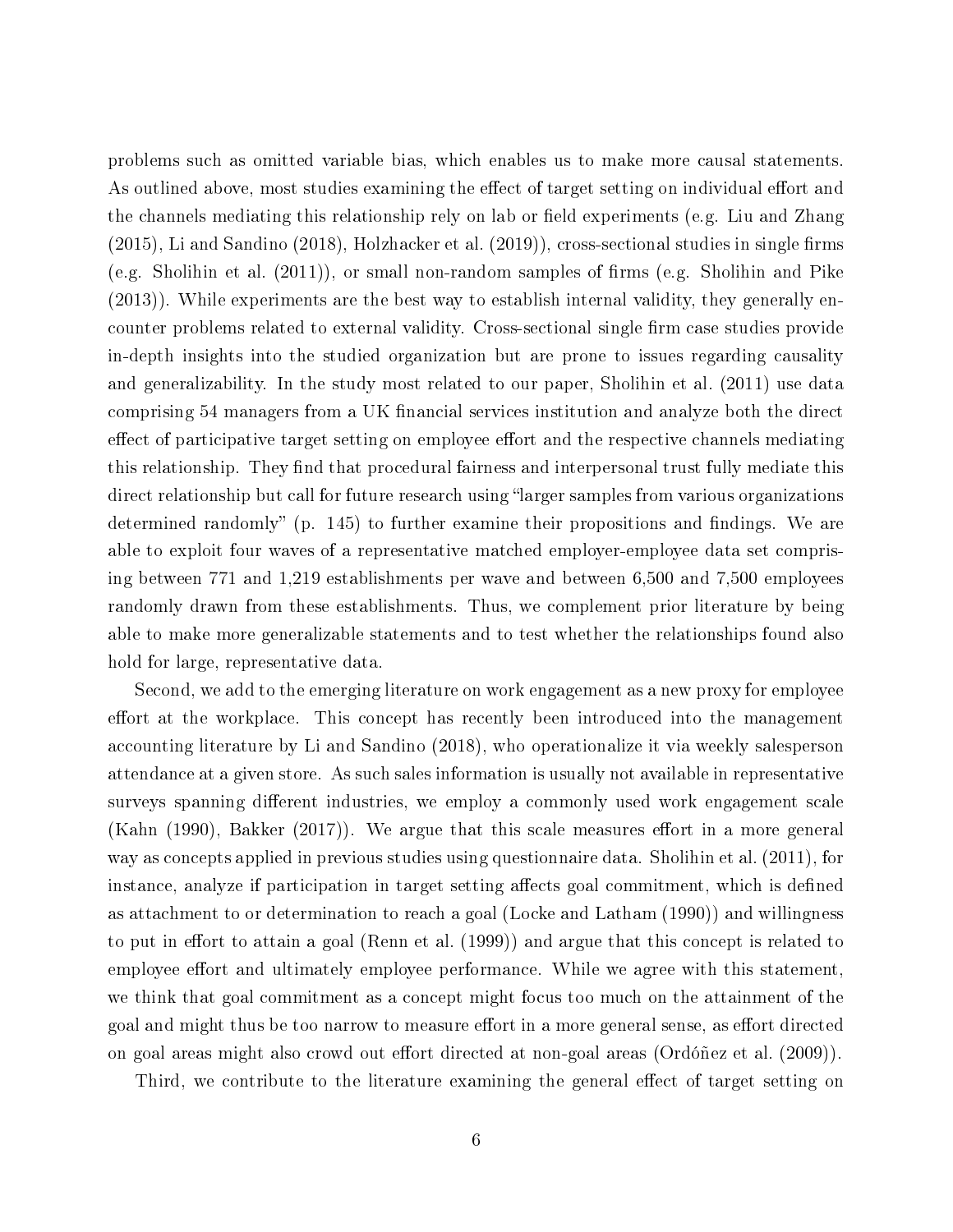problems such as omitted variable bias, which enables us to make more causal statements. As outlined above, most studies examining the effect of target setting on individual effort and the channels mediating this relationship rely on lab or field experiments (e.g. Liu and Zhang (2015), Li and Sandino (2018), Holzhacker et al. (2019)), cross-sectional studies in single firms (e.g. Sholihin et al. (2011)), or small non-random samples of firms (e.g. Sholihin and Pike (2013)). While experiments are the best way to establish internal validity, they generally encounter problems related to external validity. Cross-sectional single firm case studies provide in-depth insights into the studied organization but are prone to issues regarding causality and generalizability. In the study most related to our paper, Sholihin et al. (2011) use data comprising 54 managers from a UK financial services institution and analyze both the direct effect of participative target setting on employee effort and the respective channels mediating this relationship. They find that procedural fairness and interpersonal trust fully mediate this direct relationship but call for future research using "larger samples from various organizations determined randomly" (p. 145) to further examine their propositions and findings. We are able to exploit four waves of a representative matched employer-employee data set comprising between 771 and 1,219 establishments per wave and between 6,500 and 7,500 employees randomly drawn from these establishments. Thus, we complement prior literature by being able to make more generalizable statements and to test whether the relationships found also hold for large, representative data.

Second, we add to the emerging literature on work engagement as a new proxy for employee effort at the workplace. This concept has recently been introduced into the management accounting literature by Li and Sandino (2018), who operationalize it via weekly salesperson attendance at a given store. As such sales information is usually not available in representative surveys spanning different industries, we employ a commonly used work engagement scale (Kahn (1990), Bakker (2017)). We argue that this scale measures effort in a more general way as concepts applied in previous studies using questionnaire data. Sholihin et al. (2011), for instance, analyze if participation in target setting affects goal commitment, which is defined as attachment to or determination to reach a goal (Locke and Latham (1990)) and willingness to put in effort to attain a goal (Renn et al. (1999)) and argue that this concept is related to employee effort and ultimately employee performance. While we agree with this statement, we think that goal commitment as a concept might focus too much on the attainment of the goal and might thus be too narrow to measure effort in a more general sense, as effort directed on goal areas might also crowd out effort directed at non-goal areas (Ordóñez et al. (2009)).

Third, we contribute to the literature examining the general effect of target setting on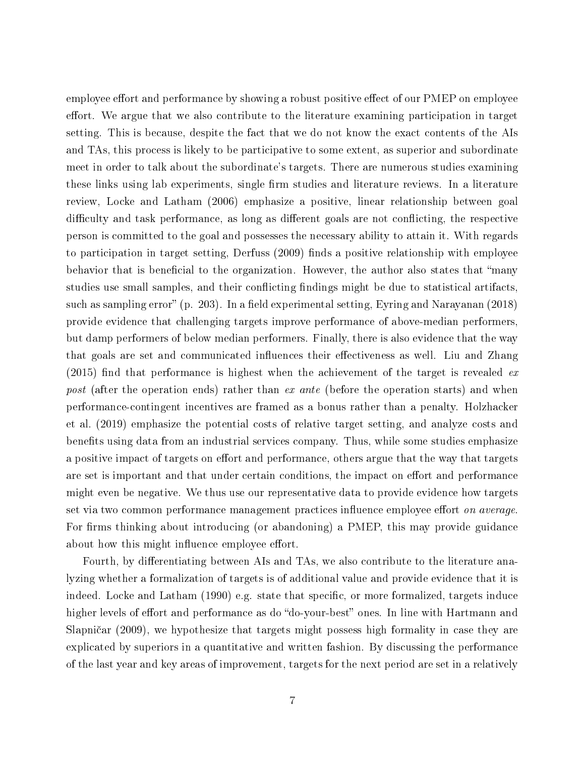employee effort and performance by showing a robust positive effect of our PMEP on employee effort. We argue that we also contribute to the literature examining participation in target setting. This is because, despite the fact that we do not know the exact contents of the AIs and TAs, this process is likely to be participative to some extent, as superior and subordinate meet in order to talk about the subordinate's targets. There are numerous studies examining these links using lab experiments, single firm studies and literature reviews. In a literature review, Locke and Latham (2006) emphasize a positive, linear relationship between goal difficulty and task performance, as long as different goals are not conflicting, the respective person is committed to the goal and possesses the necessary ability to attain it. With regards to participation in target setting, Derfuss (2009) finds a positive relationship with employee behavior that is beneficial to the organization. However, the author also states that "many studies use small samples, and their conflicting findings might be due to statistical artifacts, such as sampling error" (p. 203). In a field experimental setting, Eyring and Narayanan (2018) provide evidence that challenging targets improve performance of above-median performers, but damp performers of below median performers. Finally, there is also evidence that the way that goals are set and communicated influences their effectiveness as well. Liu and Zhang (2015) find that performance is highest when the achievement of the target is revealed *ex post* (after the operation ends) rather than *ex ante* (before the operation starts) and when performance-contingent incentives are framed as a bonus rather than a penalty. Holzhacker et al. (2019) emphasize the potential costs of relative target setting, and analyze costs and benefits using data from an industrial services company. Thus, while some studies emphasize a positive impact of targets on effort and performance, others argue that the way that targets are set is important and that under certain conditions, the impact on effort and performance might even be negative. We thus use our representative data to provide evidence how targets set via two common performance management practices influence employee effort *on average*. For firms thinking about introducing (or abandoning) a PMEP, this may provide guidance about how this might influence employee effort.

Fourth, by differentiating between AIs and TAs, we also contribute to the literature analyzing whether a formalization of targets is of additional value and provide evidence that it is indeed. Locke and Latham (1990) e.g. state that specific, or more formalized, targets induce higher levels of effort and performance as do "do-your-best" ones. In line with Hartmann and Slapničar (2009), we hypothesize that targets might possess high formality in case they are explicated by superiors in a quantitative and written fashion. By discussing the performance of the last year and key areas of improvement, targets for the next period are set in a relatively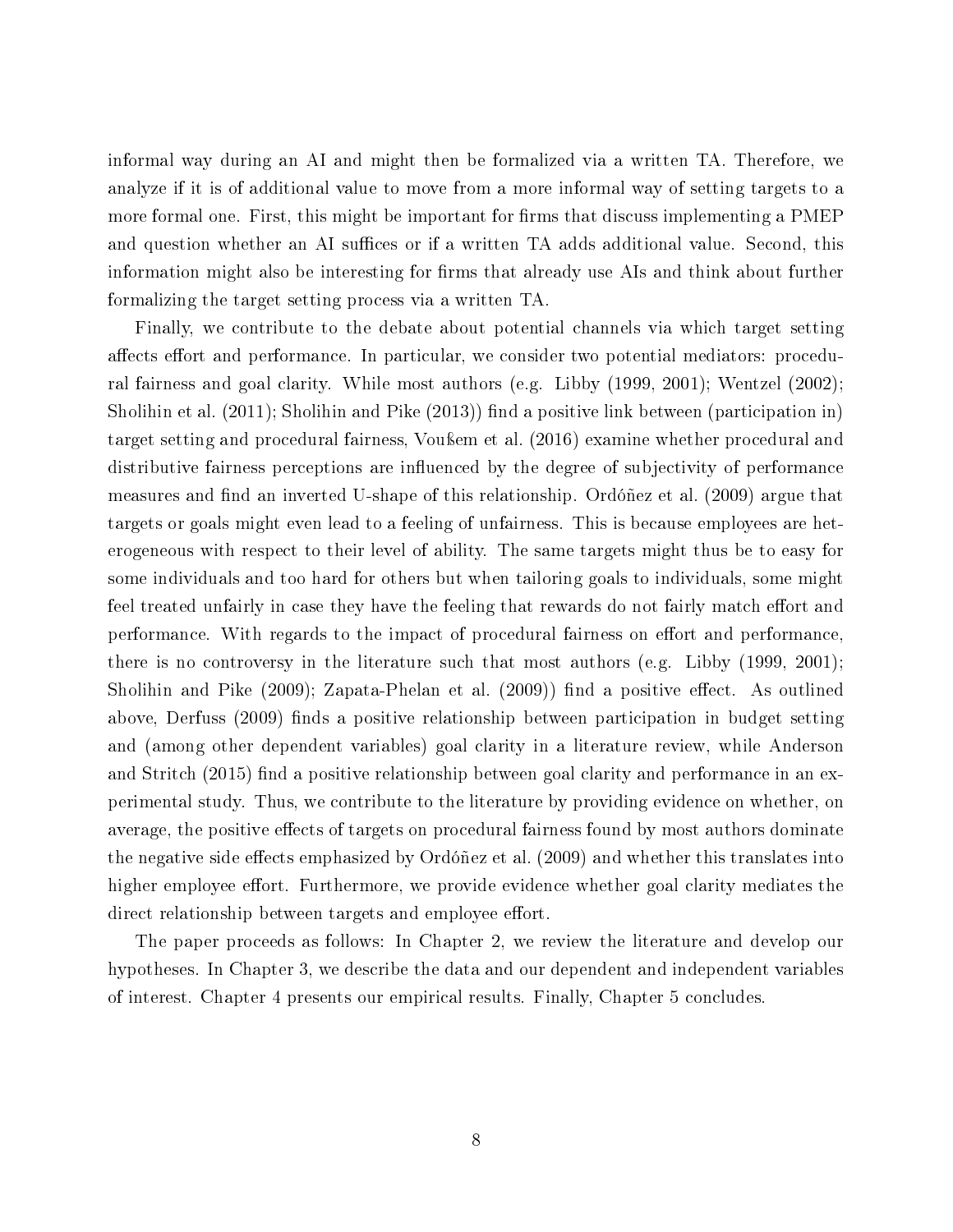informal way during an AI and might then be formalized via a written TA. Therefore, we analyze if it is of additional value to move from a more informal way of setting targets to a more formal one. First, this might be important for firms that discuss implementing a PMEP and question whether an AI suffices or if a written TA adds additional value. Second, this information might also be interesting for firms that already use AIs and think about further formalizing the target setting process via a written TA.

Finally, we contribute to the debate about potential channels via which target setting affects effort and performance. In particular, we consider two potential mediators: procedural fairness and goal clarity. While most authors (e.g. Libby (1999, 2001); Wentzel (2002); Sholihin et al. (2011); Sholihin and Pike (2013)) find a positive link between (participation in) target setting and procedural fairness, Voußem et al. (2016) examine whether procedural and distributive fairness perceptions are influenced by the degree of subjectivity of performance measures and find an inverted U-shape of this relationship. Ordóñez et al. (2009) argue that targets or goals might even lead to a feeling of unfairness. This is because employees are heterogeneous with respect to their level of ability. The same targets might thus be to easy for some individuals and too hard for others but when tailoring goals to individuals, some might feel treated unfairly in case they have the feeling that rewards do not fairly match effort and performance. With regards to the impact of procedural fairness on effort and performance, there is no controversy in the literature such that most authors (e.g. Libby (1999, 2001); Sholihin and Pike (2009); Zapata-Phelan et al. (2009)) find a positive effect. As outlined above, Derfuss (2009) finds a positive relationship between participation in budget setting and (among other dependent variables) goal clarity in a literature review, while Anderson and Stritch (2015) find a positive relationship between goal clarity and performance in an experimental study. Thus, we contribute to the literature by providing evidence on whether, on average, the positive effects of targets on procedural fairness found by most authors dominate the negative side effects emphasized by Ordóñez et al. (2009) and whether this translates into higher employee effort. Furthermore, we provide evidence whether goal clarity mediates the direct relationship between targets and employee effort.

The paper proceeds as follows: In Chapter 2, we review the literature and develop our hypotheses. In Chapter 3, we describe the data and our dependent and independent variables of interest. Chapter 4 presents our empirical results. Finally, Chapter 5 concludes.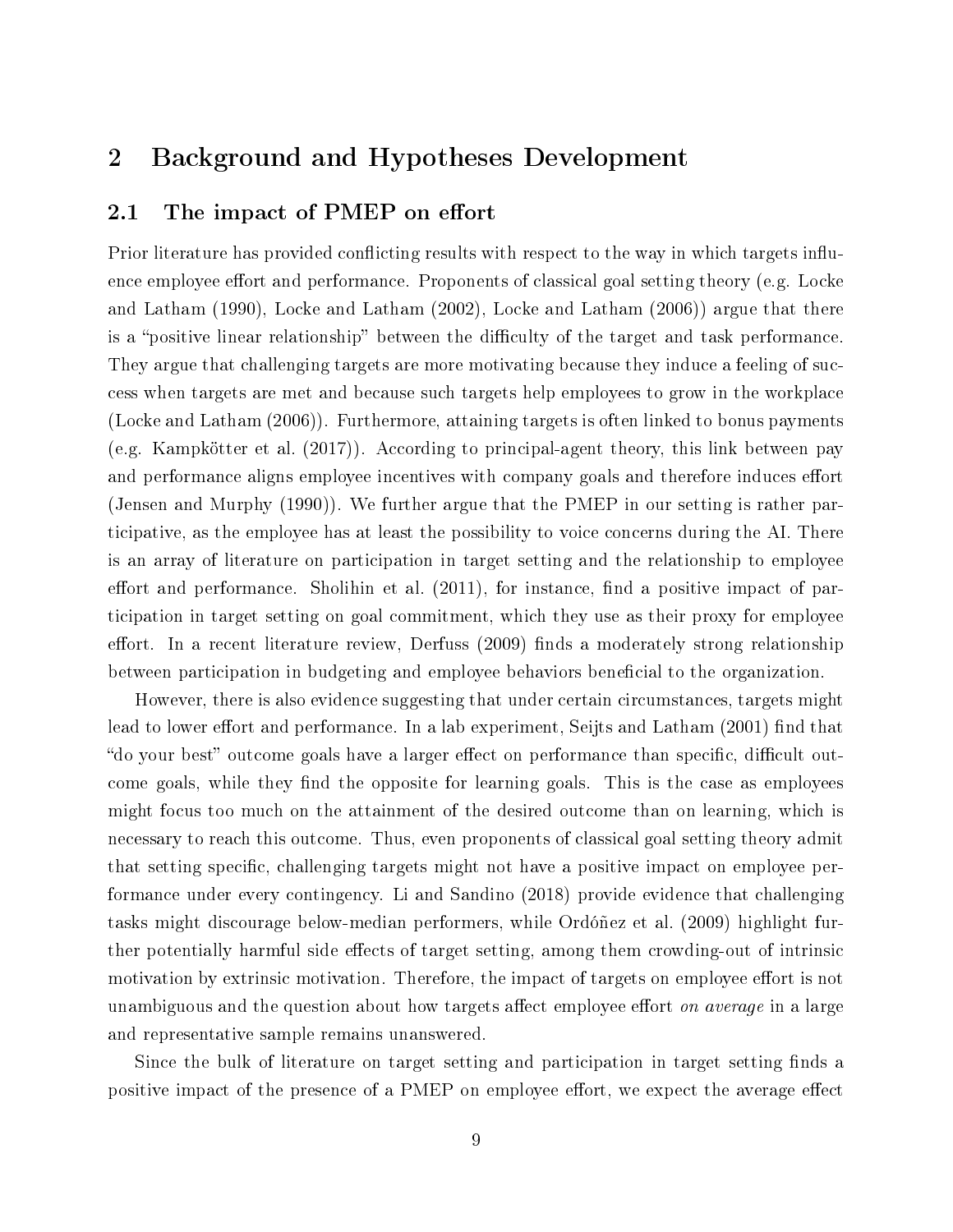# 2 Background and Hypotheses Development

## 2.1 The impact of PMEP on effort

Prior literature has provided conflicting results with respect to the way in which targets influence employee effort and performance. Proponents of classical goal setting theory (e.g. Locke and Latham (1990), Locke and Latham (2002), Locke and Latham (2006)) argue that there is a "positive linear relationship" between the difficulty of the target and task performance. They argue that challenging targets are more motivating because they induce a feeling of success when targets are met and because such targets help employees to grow in the workplace (Locke and Latham (2006)). Furthermore, attaining targets is often linked to bonus payments (e.g. Kampkötter et al. (2017)). According to principal-agent theory, this link between pay and performance aligns employee incentives with company goals and therefore induces effort (Jensen and Murphy (1990)). We further argue that the PMEP in our setting is rather participative, as the employee has at least the possibility to voice concerns during the AI. There is an array of literature on participation in target setting and the relationship to employee effort and performance. Sholihin et al. (2011), for instance, find a positive impact of participation in target setting on goal commitment, which they use as their proxy for employee effort. In a recent literature review, Derfuss (2009) finds a moderately strong relationship between participation in budgeting and employee behaviors beneficial to the organization.

However, there is also evidence suggesting that under certain circumstances, targets might lead to lower effort and performance. In a lab experiment, Seijts and Latham (2001) find that "do your best" outcome goals have a larger effect on performance than specific, difficult outcome goals, while they find the opposite for learning goals. This is the case as employees might focus too much on the attainment of the desired outcome than on learning, which is necessary to reach this outcome. Thus, even proponents of classical goal setting theory admit that setting specific, challenging targets might not have a positive impact on employee performance under every contingency. Li and Sandino (2018) provide evidence that challenging tasks might discourage below-median performers, while Ordóñez et al. (2009) highlight further potentially harmful side effects of target setting, among them crowding-out of intrinsic motivation by extrinsic motivation. Therefore, the impact of targets on employee effort is not unambiguous and the question about how targets affect employee effort *on average* in a large and representative sample remains unanswered.

Since the bulk of literature on target setting and participation in target setting finds a positive impact of the presence of a PMEP on employee effort, we expect the average effect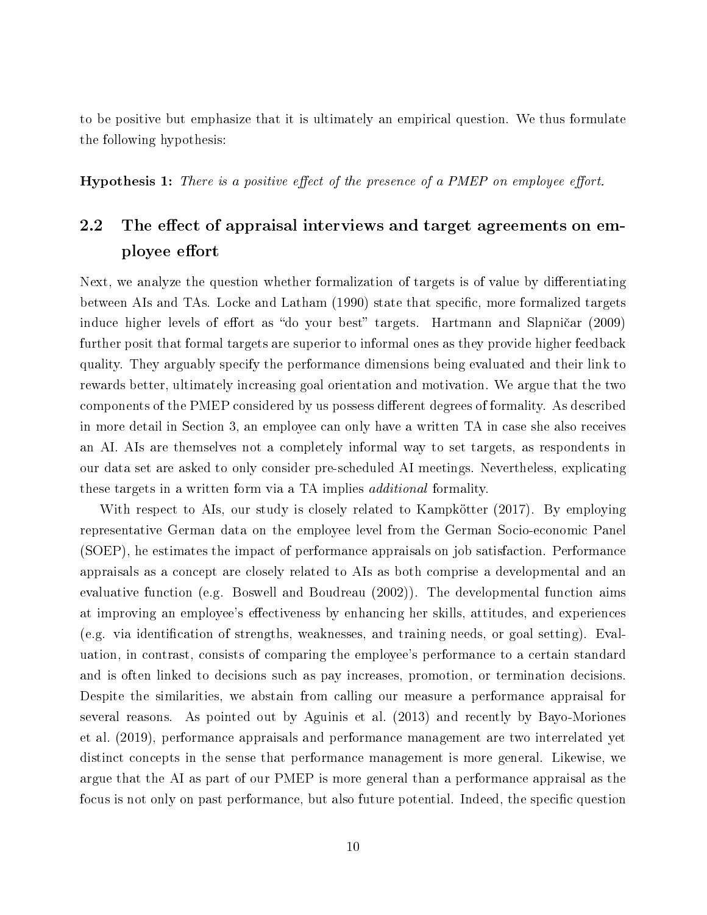to be positive but emphasize that it is ultimately an empirical question. We thus formulate the following hypothesis:

**Hypothesis 1:** *There is a positive effect of the presence of a PMEP on employee effort.*

## 2.2 The effect of appraisal interviews and target agreements on employee effort

Next, we analyze the question whether formalization of targets is of value by differentiating between AIs and TAs. Locke and Latham (1990) state that specific, more formalized targets induce higher levels of effort as "do your best" targets. Hartmann and Slapničar (2009) further posit that formal targets are superior to informal ones as they provide higher feedback quality. They arguably specify the performance dimensions being evaluated and their link to rewards better, ultimately increasing goal orientation and motivation. We argue that the two components of the PMEP considered by us possess different degrees of formality. As described in more detail in Section 3, an employee can only have a written TA in case she also receives an AI. AIs are themselves not a completely informal way to set targets, as respondents in our data set are asked to only consider pre-scheduled AI meetings. Nevertheless, explicating these targets in a written form via a TA implies *additional* formality.

With respect to AIs, our study is closely related to Kampkötter (2017). By employing representative German data on the employee level from the German Socio-economic Panel (SOEP), he estimates the impact of performance appraisals on job satisfaction. Performance appraisals as a concept are closely related to AIs as both comprise a developmental and an evaluative function (e.g. Boswell and Boudreau (2002)). The developmental function aims at improving an employee's effectiveness by enhancing her skills, attitudes, and experiences (e.g. via identification of strengths, weaknesses, and training needs, or goal setting). Evaluation, in contrast, consists of comparing the employee's performance to a certain standard and is often linked to decisions such as pay increases, promotion, or termination decisions. Despite the similarities, we abstain from calling our measure a performance appraisal for several reasons. As pointed out by Aguinis et al. (2013) and recently by Bayo-Moriones et al. (2019), performance appraisals and performance management are two interrelated yet distinct concepts in the sense that performance management is more general. Likewise, we argue that the AI as part of our PMEP is more general than a performance appraisal as the focus is not only on past performance, but also future potential. Indeed, the specific question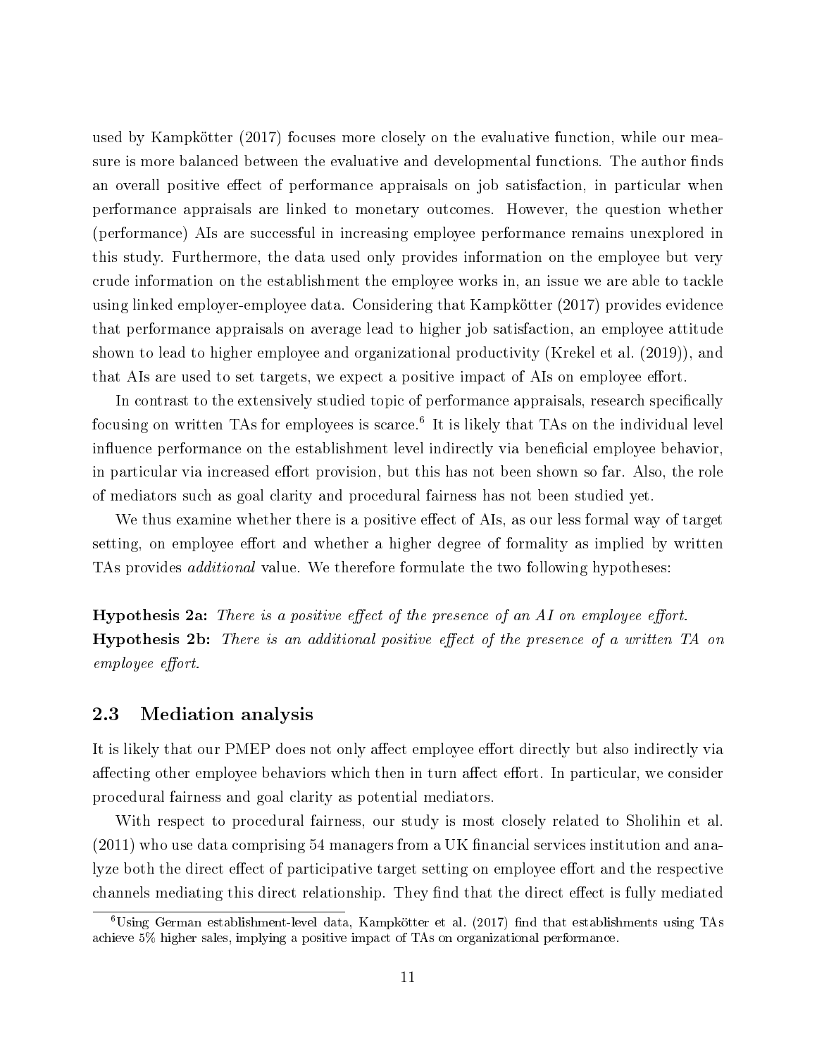used by Kampkötter (2017) focuses more closely on the evaluative function, while our measure is more balanced between the evaluative and developmental functions. The author finds an overall positive effect of performance appraisals on job satisfaction, in particular when performance appraisals are linked to monetary outcomes. However, the question whether (performance) AIs are successful in increasing employee performance remains unexplored in this study. Furthermore, the data used only provides information on the employee but very crude information on the establishment the employee works in, an issue we are able to tackle using linked employer-employee data. Considering that Kampkötter (2017) provides evidence that performance appraisals on average lead to higher job satisfaction, an employee attitude shown to lead to higher employee and organizational productivity (Krekel et al. (2019)), and that AIs are used to set targets, we expect a positive impact of AIs on employee effort.

In contrast to the extensively studied topic of performance appraisals, research specifically focusing on written TAs for employees is scarce.[6] It is likely that TAs on the individual level influence performance on the establishment level indirectly via beneficial employee behavior, in particular via increased effort provision, but this has not been shown so far. Also, the role of mediators such as goal clarity and procedural fairness has not been studied yet.

We thus examine whether there is a positive effect of AIs, as our less formal way of target setting, on employee effort and whether a higher degree of formality as implied by written TAs provides *additional* value. We therefore formulate the two following hypotheses:

**Hypothesis 2a:** *There is a positive effect of the presence of an AI on employee effort.*
**Hypothesis 2b:** *There is an additional positive effect of the presence of a written TA on employee effort.*

### 2.3 Mediation analysis

It is likely that our PMEP does not only affect employee effort directly but also indirectly via affecting other employee behaviors which then in turn affect effort. In particular, we consider procedural fairness and goal clarity as potential mediators.

With respect to procedural fairness, our study is most closely related to Sholihin et al. (2011) who use data comprising 54 managers from a UK financial services institution and analyze both the direct effect of participative target setting on employee effort and the respective channels mediating this direct relationship. They find that the direct effect is fully mediated

[6] Using German establishment-level data, Kampkötter et al. (2017) find that establishments using TAs achieve 5% higher sales, implying a positive impact of TAs on organizational performance.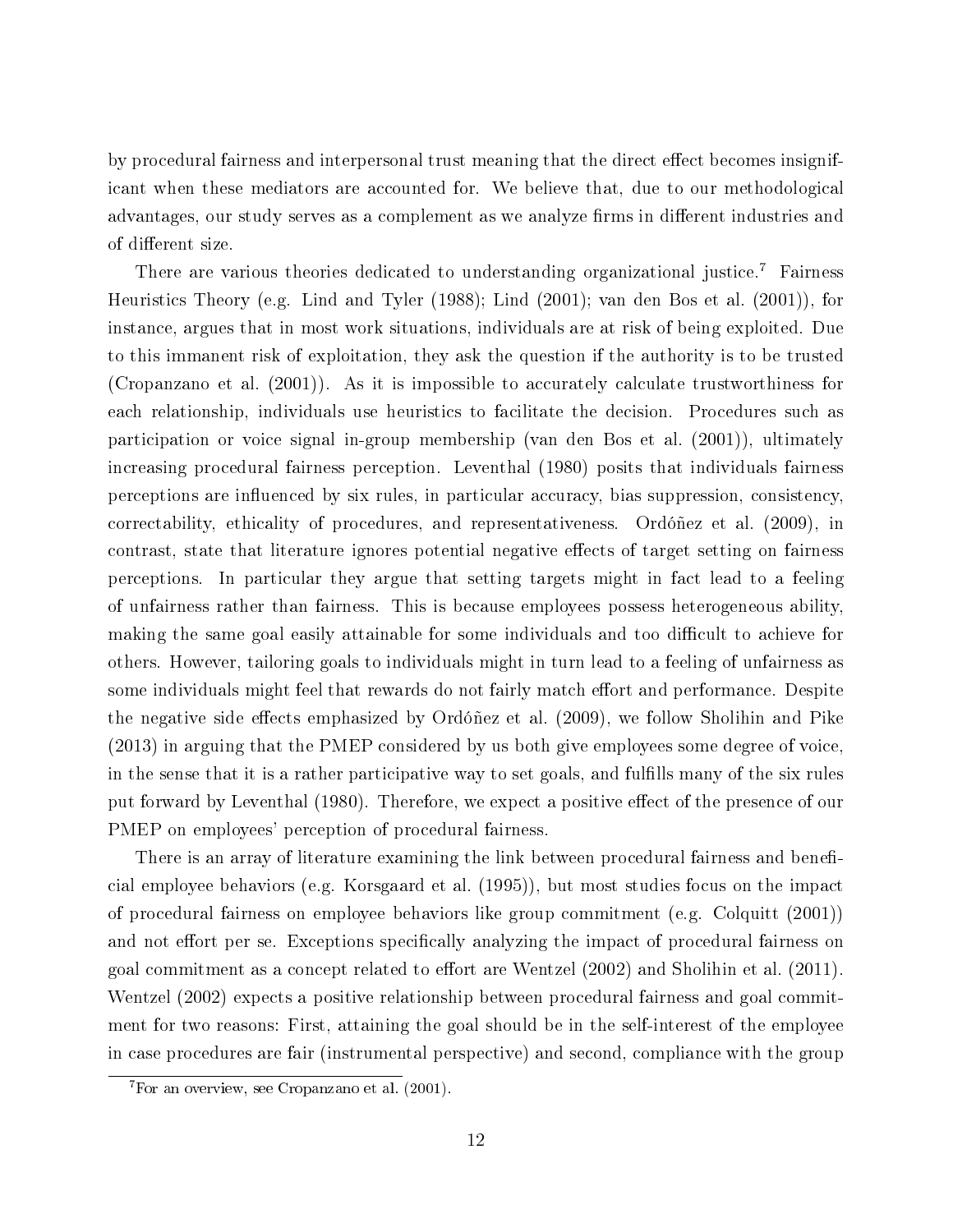by procedural fairness and interpersonal trust meaning that the direct effect becomes insignificant when these mediators are accounted for. We believe that, due to our methodological advantages, our study serves as a complement as we analyze firms in different industries and of different size.

There are various theories dedicated to understanding organizational justice.[7] Fairness Heuristics Theory (e.g. Lind and Tyler (1988); Lind (2001); van den Bos et al. (2001)), for instance, argues that in most work situations, individuals are at risk of being exploited. Due to this immanent risk of exploitation, they ask the question if the authority is to be trusted (Cropanzano et al. (2001)). As it is impossible to accurately calculate trustworthiness for each relationship, individuals use heuristics to facilitate the decision. Procedures such as participation or voice signal in-group membership (van den Bos et al. (2001)), ultimately increasing procedural fairness perception. Leventhal (1980) posits that individuals fairness perceptions are influenced by six rules, in particular accuracy, bias suppression, consistency, correctability, ethicality of procedures, and representativeness. Ordóñez et al. (2009), in contrast, state that literature ignores potential negative effects of target setting on fairness perceptions. In particular they argue that setting targets might in fact lead to a feeling of unfairness rather than fairness. This is because employees possess heterogeneous ability, making the same goal easily attainable for some individuals and too difficult to achieve for others. However, tailoring goals to individuals might in turn lead to a feeling of unfairness as some individuals might feel that rewards do not fairly match effort and performance. Despite the negative side effects emphasized by Ordóñez et al. (2009), we follow Sholihin and Pike (2013) in arguing that the PMEP considered by us both give employees some degree of voice, in the sense that it is a rather participative way to set goals, and fulfills many of the six rules put forward by Leventhal (1980). Therefore, we expect a positive effect of the presence of our PMEP on employees' perception of procedural fairness.

There is an array of literature examining the link between procedural fairness and beneficial employee behaviors (e.g. Korsgaard et al. (1995)), but most studies focus on the impact of procedural fairness on employee behaviors like group commitment (e.g. Colquitt (2001)) and not effort per se. Exceptions specifically analyzing the impact of procedural fairness on goal commitment as a concept related to effort are Wentzel (2002) and Sholihin et al. (2011). Wentzel (2002) expects a positive relationship between procedural fairness and goal commitment for two reasons: First, attaining the goal should be in the self-interest of the employee in case procedures are fair (instrumental perspective) and second, compliance with the group

[7] For an overview, see Cropanzano et al. (2001).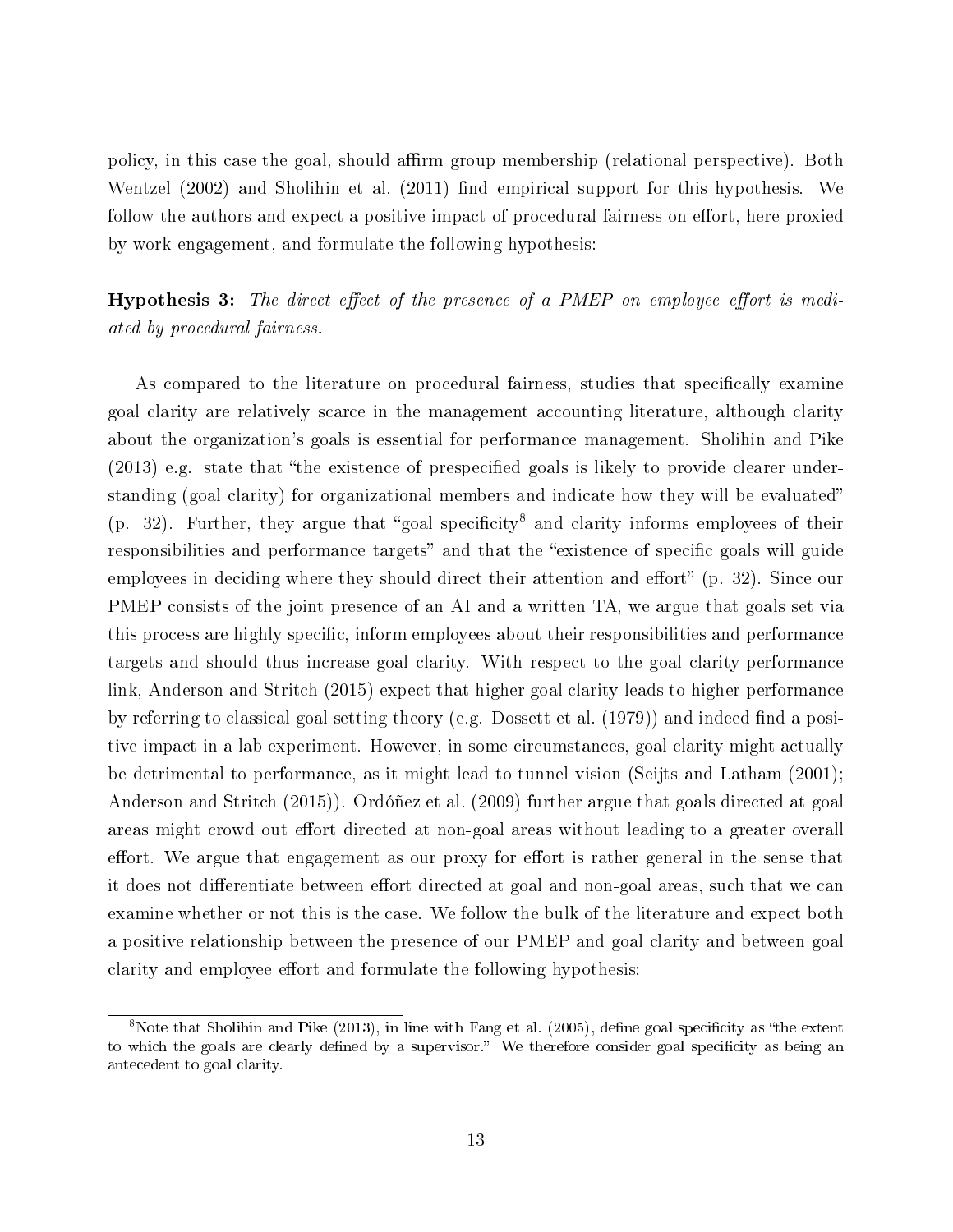policy, in this case the goal, should affirm group membership (relational perspective). Both Wentzel (2002) and Sholihin et al. (2011) find empirical support for this hypothesis. We follow the authors and expect a positive impact of procedural fairness on effort, here proxied by work engagement, and formulate the following hypothesis:

**Hypothesis 3:** *The direct effect of the presence of a PMEP on employee effort is mediated by procedural fairness.*

As compared to the literature on procedural fairness, studies that specifically examine goal clarity are relatively scarce in the management accounting literature, although clarity about the organization's goals is essential for performance management. Sholihin and Pike (2013) e.g. state that "the existence of prespecified goals is likely to provide clearer understanding (goal clarity) for organizational members and indicate how they will be evaluated" (p. 32). Further, they argue that "goal specificity[8] and clarity informs employees of their responsibilities and performance targets" and that the "existence of specific goals will guide employees in deciding where they should direct their attention and effort" (p. 32). Since our PMEP consists of the joint presence of an AI and a written TA, we argue that goals set via this process are highly specific, inform employees about their responsibilities and performance targets and should thus increase goal clarity. With respect to the goal clarity-performance link, Anderson and Stritch (2015) expect that higher goal clarity leads to higher performance by referring to classical goal setting theory (e.g. Dossett et al. (1979)) and indeed find a positive impact in a lab experiment. However, in some circumstances, goal clarity might actually be detrimental to performance, as it might lead to tunnel vision (Seijts and Latham (2001); Anderson and Stritch (2015)). Ordóñez et al. (2009) further argue that goals directed at goal areas might crowd out effort directed at non-goal areas without leading to a greater overall effort. We argue that engagement as our proxy for effort is rather general in the sense that it does not differentiate between effort directed at goal and non-goal areas, such that we can examine whether or not this is the case. We follow the bulk of the literature and expect both a positive relationship between the presence of our PMEP and goal clarity and between goal clarity and employee effort and formulate the following hypothesis:

[8] Note that Sholihin and Pike (2013), in line with Fang et al. (2005), define goal specificity as "the extent to which the goals are clearly defined by a supervisor." We therefore consider goal specificity as being an antecedent to goal clarity.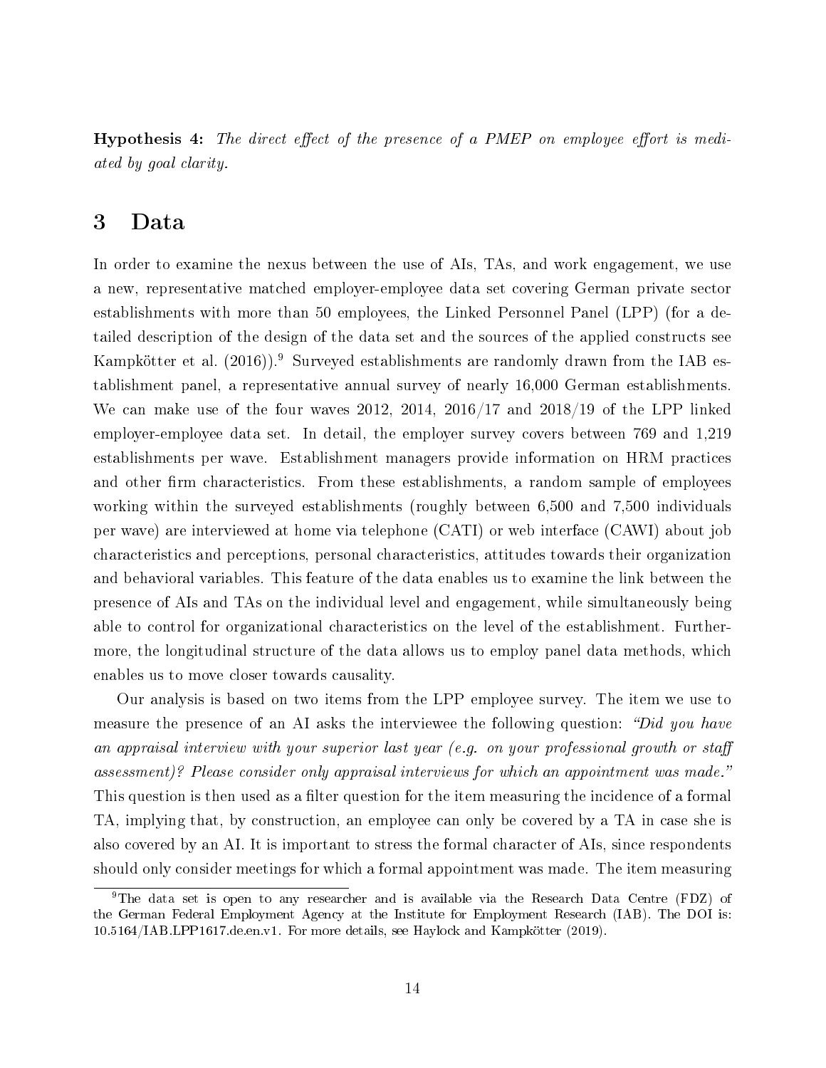**Hypothesis 4:** *The direct effect of the presence of a PMEP on employee effort is mediated by goal clarity.*

# 3 Data

In order to examine the nexus between the use of AIs, TAs, and work engagement, we use a new, representative matched employer-employee data set covering German private sector establishments with more than 50 employees, the Linked Personnel Panel (LPP) (for a detailed description of the design of the data set and the sources of the applied constructs see Kampkötter et al. (2016)).[9] Surveyed establishments are randomly drawn from the IAB establishment panel, a representative annual survey of nearly 16,000 German establishments. We can make use of the four waves 2012, 2014, 2016/17 and 2018/19 of the LPP linked employer-employee data set. In detail, the employer survey covers between 769 and 1,219 establishments per wave. Establishment managers provide information on HRM practices and other firm characteristics. From these establishments, a random sample of employees working within the surveyed establishments (roughly between 6,500 and 7,500 individuals per wave) are interviewed at home via telephone (CATI) or web interface (CAWI) about job characteristics and perceptions, personal characteristics, attitudes towards their organization and behavioral variables. This feature of the data enables us to examine the link between the presence of AIs and TAs on the individual level and engagement, while simultaneously being able to control for organizational characteristics on the level of the establishment. Furthermore, the longitudinal structure of the data allows us to employ panel data methods, which enables us to move closer towards causality.

Our analysis is based on two items from the LPP employee survey. The item we use to measure the presence of an AI asks the interviewee the following question: *"Did you have an appraisal interview with your superior last year (e.g. on your professional growth or staff assessment)? Please consider only appraisal interviews for which an appointment was made."* This question is then used as a filter question for the item measuring the incidence of a formal TA, implying that, by construction, an employee can only be covered by a TA in case she is also covered by an AI. It is important to stress the formal character of AIs, since respondents should only consider meetings for which a formal appointment was made. The item measuring

[9] The data set is open to any researcher and is available via the Research Data Centre (FDZ) of the German Federal Employment Agency at the Institute for Employment Research (IAB). The DOI is: 10.5164/IAB.LPP1617.de.en.v1. For more details, see Haylock and Kampkötter (2019).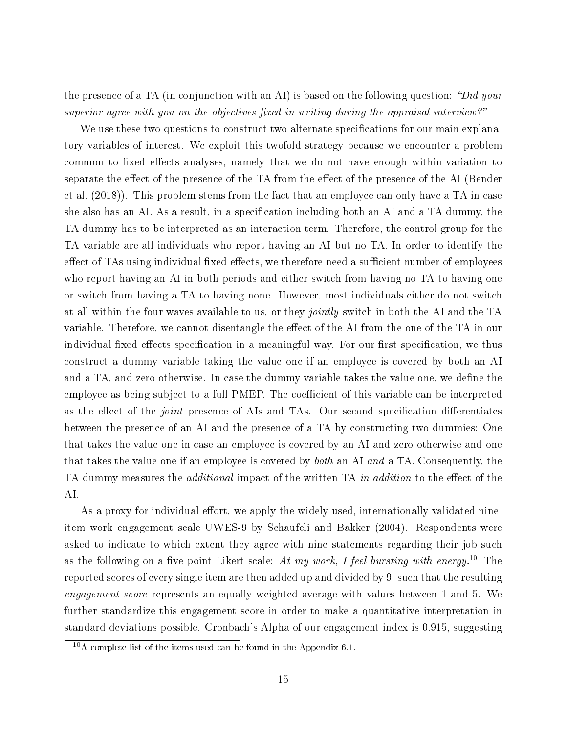the presence of a TA (in conjunction with an AI) is based on the following question: *"Did your superior agree with you on the objectives fixed in writing during the appraisal interview?"*.

We use these two questions to construct two alternate specifications for our main explanatory variables of interest. We exploit this twofold strategy because we encounter a problem common to fixed effects analyses, namely that we do not have enough within-variation to separate the effect of the presence of the TA from the effect of the presence of the AI (Bender et al. (2018)). This problem stems from the fact that an employee can only have a TA in case she also has an AI. As a result, in a specification including both an AI and a TA dummy, the TA dummy has to be interpreted as an interaction term. Therefore, the control group for the TA variable are all individuals who report having an AI but no TA. In order to identify the effect of TAs using individual fixed effects, we therefore need a sufficient number of employees who report having an AI in both periods and either switch from having no TA to having one or switch from having a TA to having none. However, most individuals either do not switch at all within the four waves available to us, or they *jointly* switch in both the AI and the TA variable. Therefore, we cannot disentangle the effect of the AI from the one of the TA in our individual fixed effects specification in a meaningful way. For our first specification, we thus construct a dummy variable taking the value one if an employee is covered by both an AI and a TA, and zero otherwise. In case the dummy variable takes the value one, we define the employee as being subject to a full PMEP. The coefficient of this variable can be interpreted as the effect of the *joint* presence of AIs and TAs. Our second specification differentiates between the presence of an AI and the presence of a TA by constructing two dummies: One that takes the value one in case an employee is covered by an AI and zero otherwise and one that takes the value one if an employee is covered by *both* an AI *and* a TA. Consequently, the TA dummy measures the *additional* impact of the written TA *in addition* to the effect of the AI.

As a proxy for individual effort, we apply the widely used, internationally validated nine-item work engagement scale UWES-9 by Schaufeli and Bakker (2004). Respondents were asked to indicate to which extent they agree with nine statements regarding their job such as the following on a five point Likert scale: *At my work, I feel bursting with energy.*[10] The reported scores of every single item are then added up and divided by 9, such that the resulting *engagement score* represents an equally weighted average with values between 1 and 5. We further standardize this engagement score in order to make a quantitative interpretation in standard deviations possible. Cronbach's Alpha of our engagement index is 0.915, suggesting

[10] A complete list of the items used can be found in the Appendix 6.1.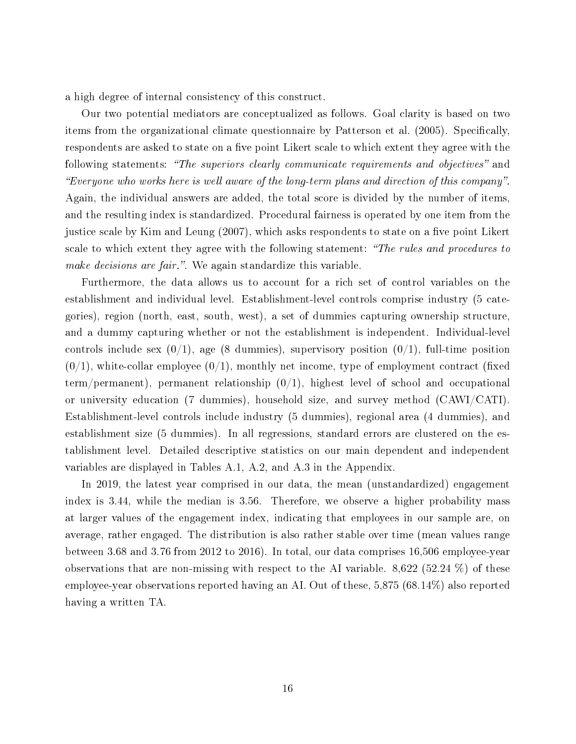a high degree of internal consistency of this construct.

Our two potential mediators are conceptualized as follows. Goal clarity is based on two items from the organizational climate questionnaire by Patterson et al. (2005). Specifically, respondents are asked to state on a five point Likert scale to which extent they agree with the following statements: *"The superiors clearly communicate requirements and objectives"* and *"Everyone who works here is well aware of the long-term plans and direction of this company"*. Again, the individual answers are added, the total score is divided by the number of items, and the resulting index is standardized. Procedural fairness is operated by one item from the justice scale by Kim and Leung (2007), which asks respondents to state on a five point Likert scale to which extent they agree with the following statement: *"The rules and procedures to make decisions are fair."*. We again standardize this variable.

Furthermore, the data allows us to account for a rich set of control variables on the establishment and individual level. Establishment-level controls comprise industry (5 categories), region (north, east, south, west), a set of dummies capturing ownership structure, and a dummy capturing whether or not the establishment is independent. Individual-level controls include sex (0/1), age (8 dummies), supervisory position (0/1), full-time position (0/1), white-collar employee (0/1), monthly net income, type of employment contract (fixed term/permanent), permanent relationship (0/1), highest level of school and occupational or university education (7 dummies), household size, and survey method (CAWI/CATI). Establishment-level controls include industry (5 dummies), regional area (4 dummies), and establishment size (5 dummies). In all regressions, standard errors are clustered on the establishment level. Detailed descriptive statistics on our main dependent and independent variables are displayed in Tables A.1, A.2, and A.3 in the Appendix.

In 2019, the latest year comprised in our data, the mean (unstandardized) engagement index is 3.44, while the median is 3.56. Therefore, we observe a higher probability mass at larger values of the engagement index, indicating that employees in our sample are, on average, rather engaged. The distribution is also rather stable over time (mean values range between 3.68 and 3.76 from 2012 to 2016). In total, our data comprises 16,506 employee-year observations that are non-missing with respect to the AI variable. 8,622 (52.24 %) of these employee-year observations reported having an AI. Out of these, 5,875 (68.14%) also reported having a written TA.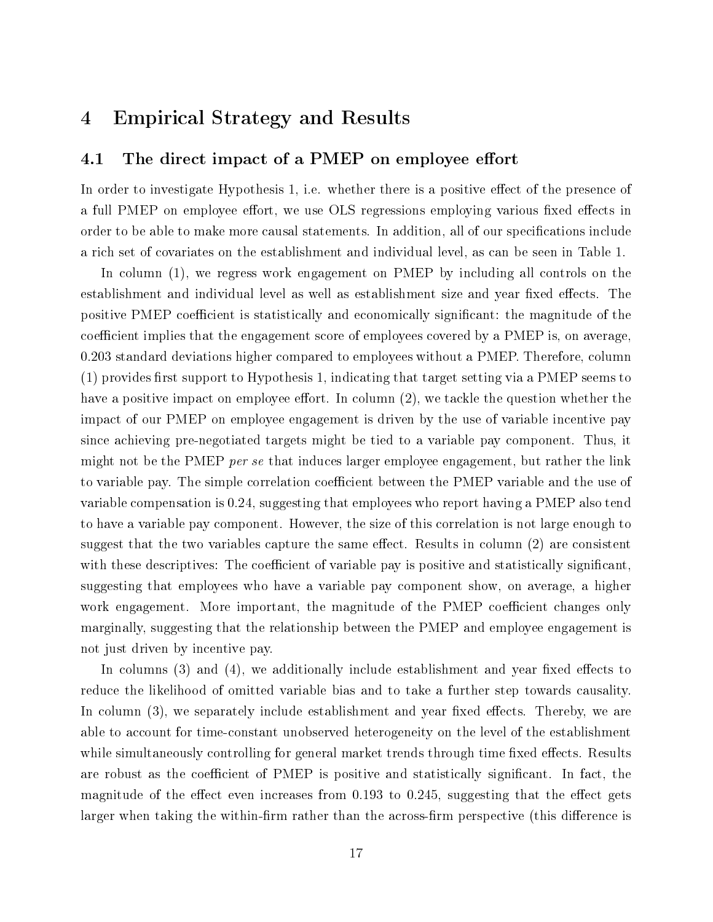# 4 Empirical Strategy and Results

## 4.1 The direct impact of a PMEP on employee effort

In order to investigate Hypothesis 1, i.e. whether there is a positive effect of the presence of a full PMEP on employee effort, we use OLS regressions employing various fixed effects in order to be able to make more causal statements. In addition, all of our specifications include a rich set of covariates on the establishment and individual level, as can be seen in Table 1.

In column (1), we regress work engagement on PMEP by including all controls on the establishment and individual level as well as establishment size and year fixed effects. The positive PMEP coefficient is statistically and economically significant: the magnitude of the coefficient implies that the engagement score of employees covered by a PMEP is, on average, 0.203 standard deviations higher compared to employees without a PMEP. Therefore, column (1) provides first support to Hypothesis 1, indicating that target setting via a PMEP seems to have a positive impact on employee effort. In column (2), we tackle the question whether the impact of our PMEP on employee engagement is driven by the use of variable incentive pay since achieving pre-negotiated targets might be tied to a variable pay component. Thus, it might not be the PMEP *per se* that induces larger employee engagement, but rather the link to variable pay. The simple correlation coefficient between the PMEP variable and the use of variable compensation is 0.24, suggesting that employees who report having a PMEP also tend to have a variable pay component. However, the size of this correlation is not large enough to suggest that the two variables capture the same effect. Results in column (2) are consistent with these descriptives: The coefficient of variable pay is positive and statistically significant, suggesting that employees who have a variable pay component show, on average, a higher work engagement. More important, the magnitude of the PMEP coefficient changes only marginally, suggesting that the relationship between the PMEP and employee engagement is not just driven by incentive pay.

In columns (3) and (4), we additionally include establishment and year fixed effects to reduce the likelihood of omitted variable bias and to take a further step towards causality. In column (3), we separately include establishment and year fixed effects. Thereby, we are able to account for time-constant unobserved heterogeneity on the level of the establishment while simultaneously controlling for general market trends through time fixed effects. Results are robust as the coefficient of PMEP is positive and statistically significant. In fact, the magnitude of the effect even increases from 0.193 to 0.245, suggesting that the effect gets larger when taking the within-firm rather than the across-firm perspective (this difference is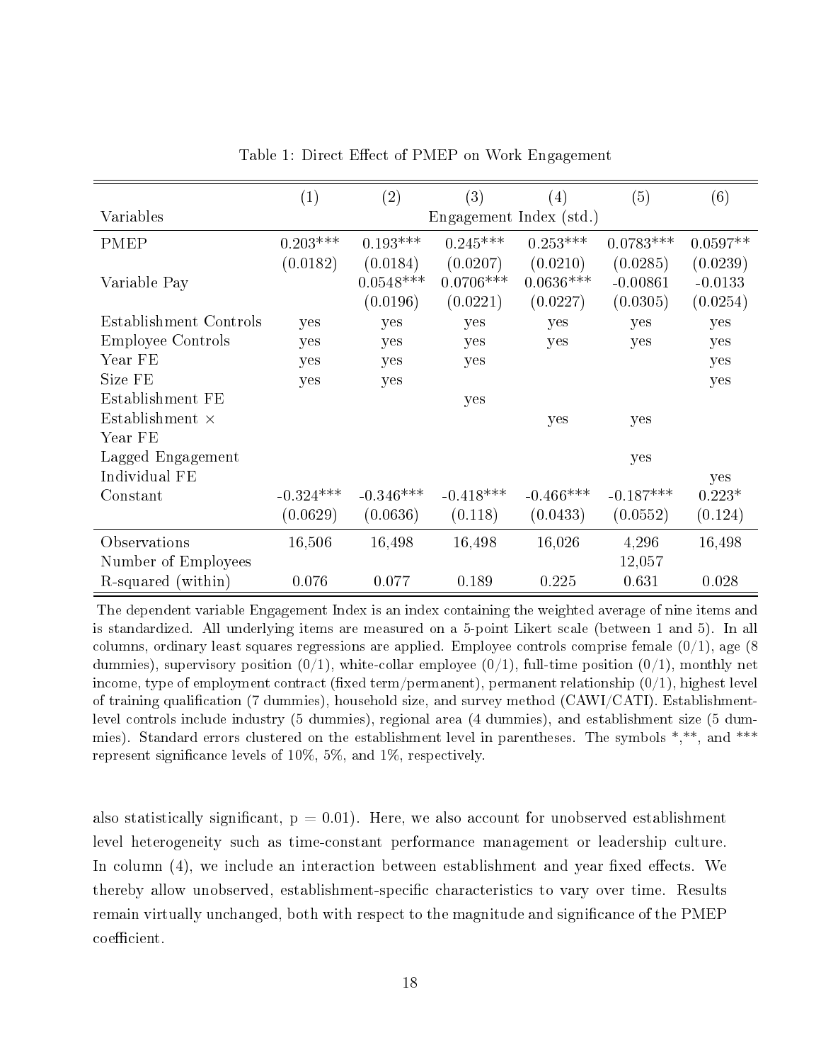Table 1: Direct Effect of PMEP on Work Engagement

| | (1) | (2) | (3) | (4) | (5) | (6) |
|---|---|---|---|---|---|---|
| Variables | Engagement Index (std.) | | | | | |
| PMEP | 0.203*** | 0.193*** | 0.245*** | 0.253*** | 0.0783*** | 0.0597** |
| | (0.0182) | (0.0184) | (0.0207) | (0.0210) | (0.0285) | (0.0239) |
| Variable Pay | | 0.0548*** | 0.0706*** | 0.0636*** | -0.00861 | -0.0133 |
| | | (0.0196) | (0.0221) | (0.0227) | (0.0305) | (0.0254) |
| Establishment Controls | yes | yes | yes | yes | yes | yes |
| Employee Controls | yes | yes | yes | yes | yes | yes |
| Year FE | yes | yes | yes | | | yes |
| Size FE | yes | yes | | | | yes |
| Establishment FE | | | yes | | | |
| Establishment × Year FE | | | | yes | yes | |
| Lagged Engagement | | | | | yes | |
| Individual FE | | | | | | yes |
| Constant | -0.324*** | -0.346*** | -0.418*** | -0.466*** | -0.187*** | 0.223* |
| | (0.0629) | (0.0636) | (0.118) | (0.0433) | (0.0552) | (0.124) |
| Observations | 16,506 | 16,498 | 16,498 | 16,026 | 4,296 | 16,498 |
| Number of Employees | | | | | 12,057 | |
| R-squared (within) | 0.076 | 0.077 | 0.189 | 0.225 | 0.631 | 0.028 |

The dependent variable Engagement Index is an index containing the weighted average of nine items and is standardized. All underlying items are measured on a 5-point Likert scale (between 1 and 5). In all columns, ordinary least squares regressions are applied. Employee controls comprise female (0/1), age (8 dummies), supervisory position (0/1), white-collar employee (0/1), full-time position (0/1), monthly net income, type of employment contract (fixed term/permanent), permanent relationship (0/1), highest level of training qualification (7 dummies), household size, and survey method (CAWI/CATI). Establishment-level controls include industry (5 dummies), regional area (4 dummies), and establishment size (5 dummies). Standard errors clustered on the establishment level in parentheses. The symbols *,**, and *** represent significance levels of 10%, 5%, and 1%, respectively.

also statistically significant, $p = 0.01$). Here, we also account for unobserved establishment level heterogeneity such as time-constant performance management or leadership culture. In column (4), we include an interaction between establishment and year fixed effects. We thereby allow unobserved, establishment-specific characteristics to vary over time. Results remain virtually unchanged, both with respect to the magnitude and significance of the PMEP coefficient.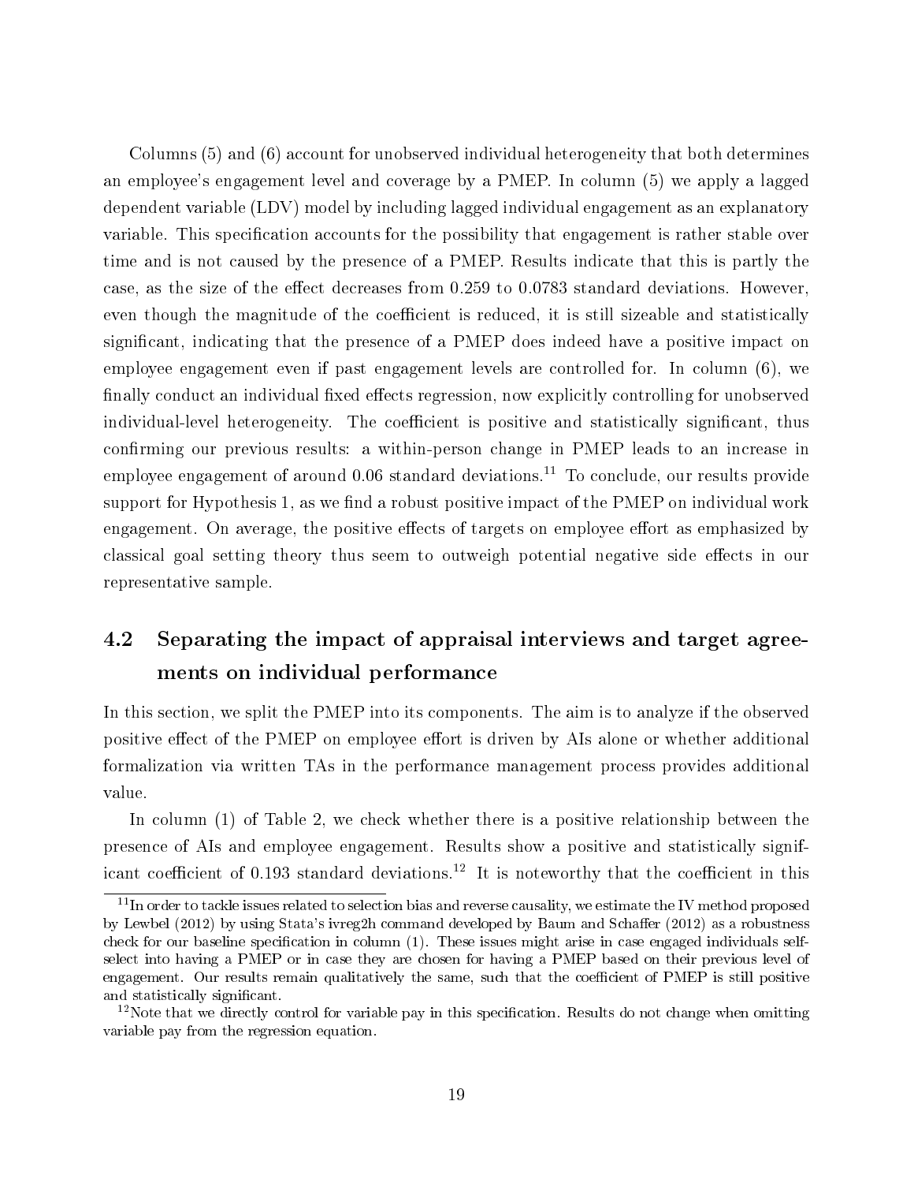Columns (5) and (6) account for unobserved individual heterogeneity that both determines an employee's engagement level and coverage by a PMEP. In column (5) we apply a lagged dependent variable (LDV) model by including lagged individual engagement as an explanatory variable. This specification accounts for the possibility that engagement is rather stable over time and is not caused by the presence of a PMEP. Results indicate that this is partly the case, as the size of the effect decreases from 0.259 to 0.0783 standard deviations. However, even though the magnitude of the coefficient is reduced, it is still sizeable and statistically significant, indicating that the presence of a PMEP does indeed have a positive impact on employee engagement even if past engagement levels are controlled for. In column (6), we finally conduct an individual fixed effects regression, now explicitly controlling for unobserved individual-level heterogeneity. The coefficient is positive and statistically significant, thus confirming our previous results: a within-person change in PMEP leads to an increase in employee engagement of around 0.06 standard deviations.[11] To conclude, our results provide support for Hypothesis 1, as we find a robust positive impact of the PMEP on individual work engagement. On average, the positive effects of targets on employee effort as emphasized by classical goal setting theory thus seem to outweigh potential negative side effects in our representative sample.

## 4.2 Separating the impact of appraisal interviews and target agreements on individual performance

In this section, we split the PMEP into its components. The aim is to analyze if the observed positive effect of the PMEP on employee effort is driven by AIs alone or whether additional formalization via written TAs in the performance management process provides additional value.

In column (1) of Table 2, we check whether there is a positive relationship between the presence of AIs and employee engagement. Results show a positive and statistically significant coefficient of 0.193 standard deviations.[12] It is noteworthy that the coefficient in this

[11] In order to tackle issues related to selection bias and reverse causality, we estimate the IV method proposed by Lewbel (2012) by using Stata's ivreg2h command developed by Baum and Schaffer (2012) as a robustness check for our baseline specification in column (1). These issues might arise in case engaged individuals self-select into having a PMEP or in case they are chosen for having a PMEP based on their previous level of engagement. Our results remain qualitatively the same, such that the coefficient of PMEP is still positive and statistically significant.

[12] Note that we directly control for variable pay in this specification. Results do not change when omitting variable pay from the regression equation.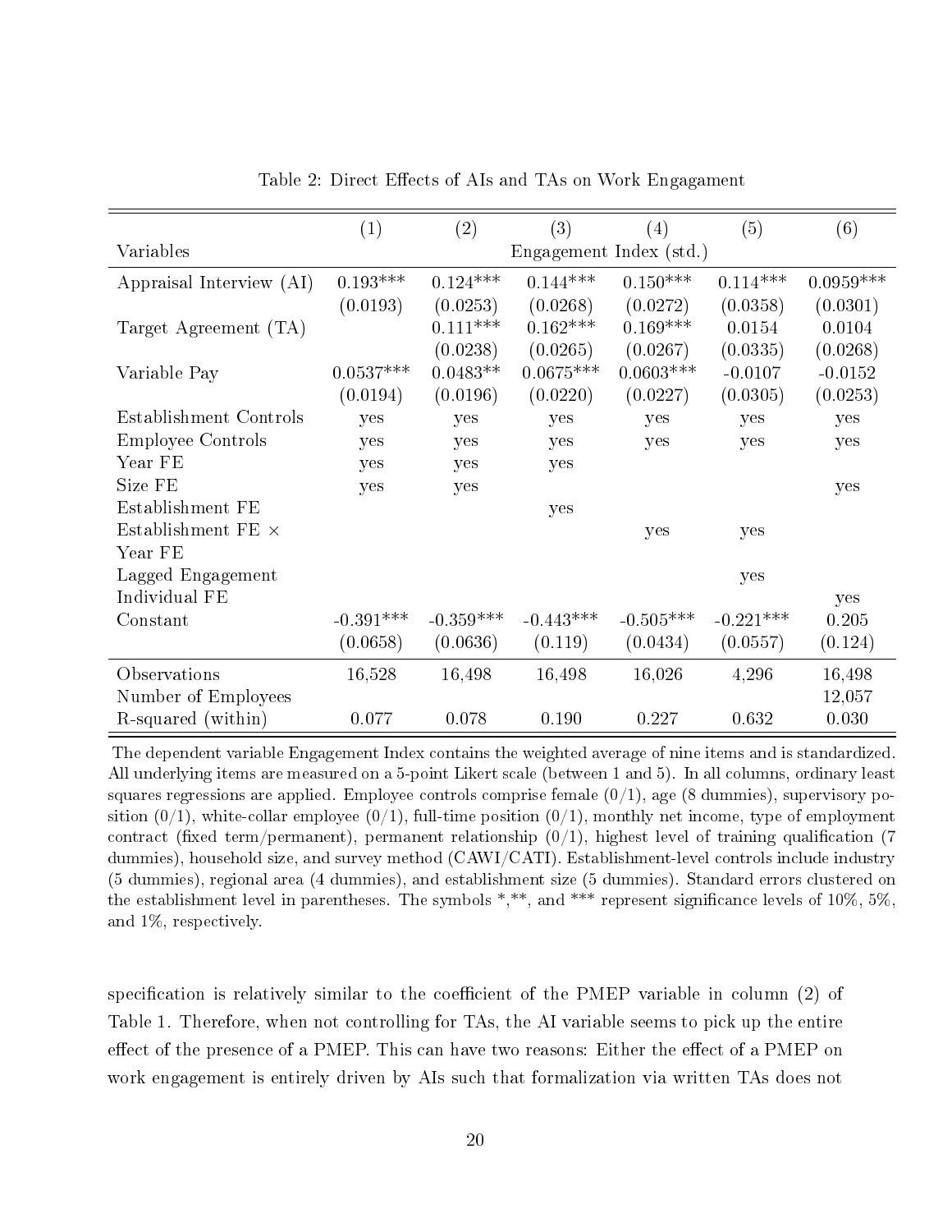Table 2: Direct Effects of AIs and TAs on Work Engagament

| | (1) | (2) | (3) | (4) | (5) | (6) |
|---|---|---|---|---|---|---|
| Variables | Engagement Index (std.) | | | | | |
| Appraisal Interview (AI) | 0.193*** | 0.124*** | 0.144*** | 0.150*** | 0.114*** | 0.0959*** |
| | (0.0193) | (0.0253) | (0.0268) | (0.0272) | (0.0358) | (0.0301) |
| Target Agreement (TA) | | 0.111*** | 0.162*** | 0.169*** | 0.0154 | 0.0104 |
| | | (0.0238) | (0.0265) | (0.0267) | (0.0335) | (0.0268) |
| Variable Pay | 0.0537*** | 0.0483** | 0.0675*** | 0.0603*** | -0.0107 | -0.0152 |
| | (0.0194) | (0.0196) | (0.0220) | (0.0227) | (0.0305) | (0.0253) |
| Establishment Controls | yes | yes | yes | yes | yes | yes |
| Employee Controls | yes | yes | yes | yes | yes | yes |
| Year FE | yes | yes | yes | | | |
| Size FE | yes | yes | | | | yes |
| Establishment FE | | | yes | | | |
| Establishment FE × Year FE | | | | yes | yes | |
| Lagged Engagement | | | | | yes | |
| Individual FE | | | | | | yes |
| Constant | -0.391*** | -0.359*** | -0.443*** | -0.505*** | -0.221*** | 0.205 |
| | (0.0658) | (0.0636) | (0.119) | (0.0434) | (0.0557) | (0.124) |
| Observations | 16,528 | 16,498 | 16,498 | 16,026 | 4,296 | 16,498 |
| Number of Employees | | | | | | 12,057 |
| R-squared (within) | 0.077 | 0.078 | 0.190 | 0.227 | 0.632 | 0.030 |

The dependent variable Engagement Index contains the weighted average of nine items and is standardized. All underlying items are measured on a 5-point Likert scale (between 1 and 5). In all columns, ordinary least squares regressions are applied. Employee controls comprise female (0/1), age (8 dummies), supervisory position (0/1), white-collar employee (0/1), full-time position (0/1), monthly net income, type of employment contract (fixed term/permanent), permanent relationship (0/1), highest level of training qualification (7 dummies), household size, and survey method (CAWI/CATI). Establishment-level controls include industry (5 dummies), regional area (4 dummies), and establishment size (5 dummies). Standard errors clustered on the establishment level in parentheses. The symbols *,**, and *** represent significance levels of 10%, 5%, and 1%, respectively.

specification is relatively similar to the coefficient of the PMEP variable in column (2) of Table 1. Therefore, when not controlling for TAs, the AI variable seems to pick up the entire effect of the presence of a PMEP. This can have two reasons: Either the effect of a PMEP on work engagement is entirely driven by AIs such that formalization via written TAs does not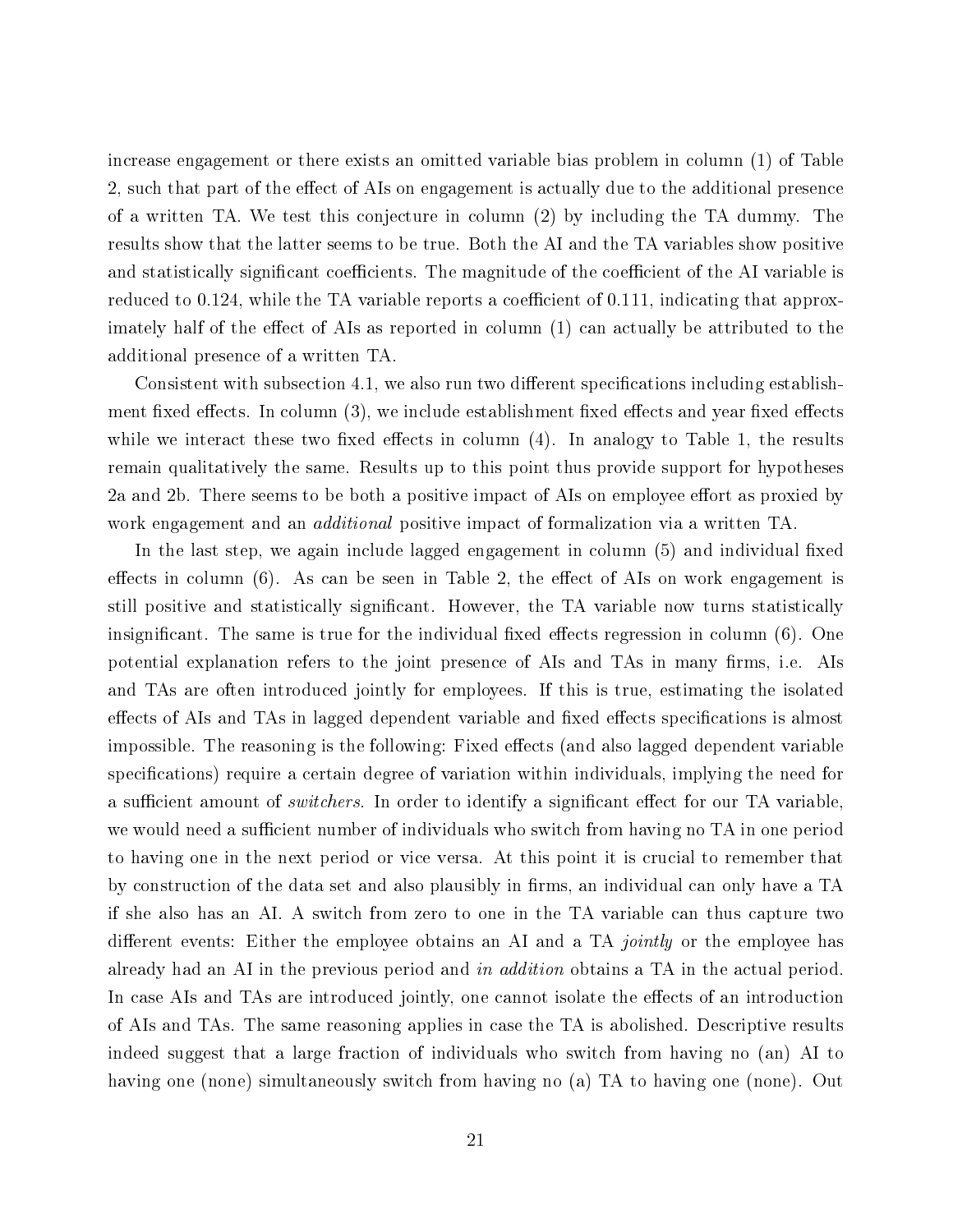increase engagement or there exists an omitted variable bias problem in column (1) of Table 2, such that part of the effect of AIs on engagement is actually due to the additional presence of a written TA. We test this conjecture in column (2) by including the TA dummy. The results show that the latter seems to be true. Both the AI and the TA variables show positive and statistically significant coefficients. The magnitude of the coefficient of the AI variable is reduced to 0.124, while the TA variable reports a coefficient of 0.111, indicating that approximately half of the effect of AIs as reported in column (1) can actually be attributed to the additional presence of a written TA.

Consistent with subsection 4.1, we also run two different specifications including establishment fixed effects. In column (3), we include establishment fixed effects and year fixed effects while we interact these two fixed effects in column (4). In analogy to Table 1, the results remain qualitatively the same. Results up to this point thus provide support for hypotheses 2a and 2b. There seems to be both a positive impact of AIs on employee effort as proxied by work engagement and an *additional* positive impact of formalization via a written TA.

In the last step, we again include lagged engagement in column (5) and individual fixed effects in column (6). As can be seen in Table 2, the effect of AIs on work engagement is still positive and statistically significant. However, the TA variable now turns statistically insignificant. The same is true for the individual fixed effects regression in column (6). One potential explanation refers to the joint presence of AIs and TAs in many firms, i.e. AIs and TAs are often introduced jointly for employees. If this is true, estimating the isolated effects of AIs and TAs in lagged dependent variable and fixed effects specifications is almost impossible. The reasoning is the following: Fixed effects (and also lagged dependent variable specifications) require a certain degree of variation within individuals, implying the need for a sufficient amount of *switchers*. In order to identify a significant effect for our TA variable, we would need a sufficient number of individuals who switch from having no TA in one period to having one in the next period or vice versa. At this point it is crucial to remember that by construction of the data set and also plausibly in firms, an individual can only have a TA if she also has an AI. A switch from zero to one in the TA variable can thus capture two different events: Either the employee obtains an AI and a TA *jointly* or the employee has already had an AI in the previous period and *in addition* obtains a TA in the actual period. In case AIs and TAs are introduced jointly, one cannot isolate the effects of an introduction of AIs and TAs. The same reasoning applies in case the TA is abolished. Descriptive results indeed suggest that a large fraction of individuals who switch from having no (an) AI to having one (none) simultaneously switch from having no (a) TA to having one (none). Out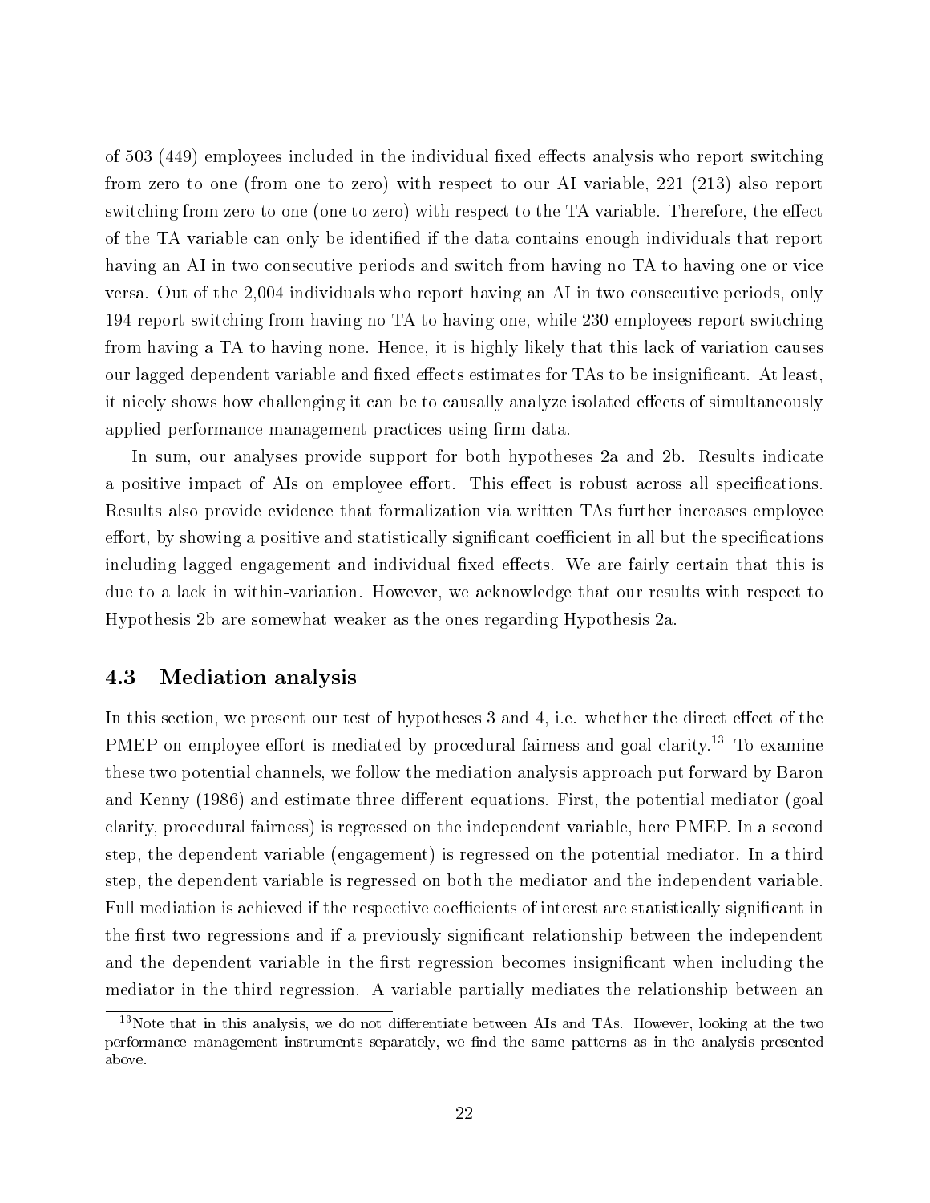of 503 (449) employees included in the individual fixed effects analysis who report switching from zero to one (from one to zero) with respect to our AI variable, 221 (213) also report switching from zero to one (one to zero) with respect to the TA variable. Therefore, the effect of the TA variable can only be identified if the data contains enough individuals that report having an AI in two consecutive periods and switch from having no TA to having one or vice versa. Out of the 2,004 individuals who report having an AI in two consecutive periods, only 194 report switching from having no TA to having one, while 230 employees report switching from having a TA to having none. Hence, it is highly likely that this lack of variation causes our lagged dependent variable and fixed effects estimates for TAs to be insignificant. At least, it nicely shows how challenging it can be to causally analyze isolated effects of simultaneously applied performance management practices using firm data.

In sum, our analyses provide support for both hypotheses 2a and 2b. Results indicate a positive impact of AIs on employee effort. This effect is robust across all specifications. Results also provide evidence that formalization via written TAs further increases employee effort, by showing a positive and statistically significant coefficient in all but the specifications including lagged engagement and individual fixed effects. We are fairly certain that this is due to a lack in within-variation. However, we acknowledge that our results with respect to Hypothesis 2b are somewhat weaker as the ones regarding Hypothesis 2a.

### 4.3 Mediation analysis

In this section, we present our test of hypotheses 3 and 4, i.e. whether the direct effect of the PMEP on employee effort is mediated by procedural fairness and goal clarity.[13] To examine these two potential channels, we follow the mediation analysis approach put forward by Baron and Kenny (1986) and estimate three different equations. First, the potential mediator (goal clarity, procedural fairness) is regressed on the independent variable, here PMEP. In a second step, the dependent variable (engagement) is regressed on the potential mediator. In a third step, the dependent variable is regressed on both the mediator and the independent variable. Full mediation is achieved if the respective coefficients of interest are statistically significant in the first two regressions and if a previously significant relationship between the independent and the dependent variable in the first regression becomes insignificant when including the mediator in the third regression. A variable partially mediates the relationship between an

[13] Note that in this analysis, we do not differentiate between AIs and TAs. However, looking at the two performance management instruments separately, we find the same patterns as in the analysis presented above.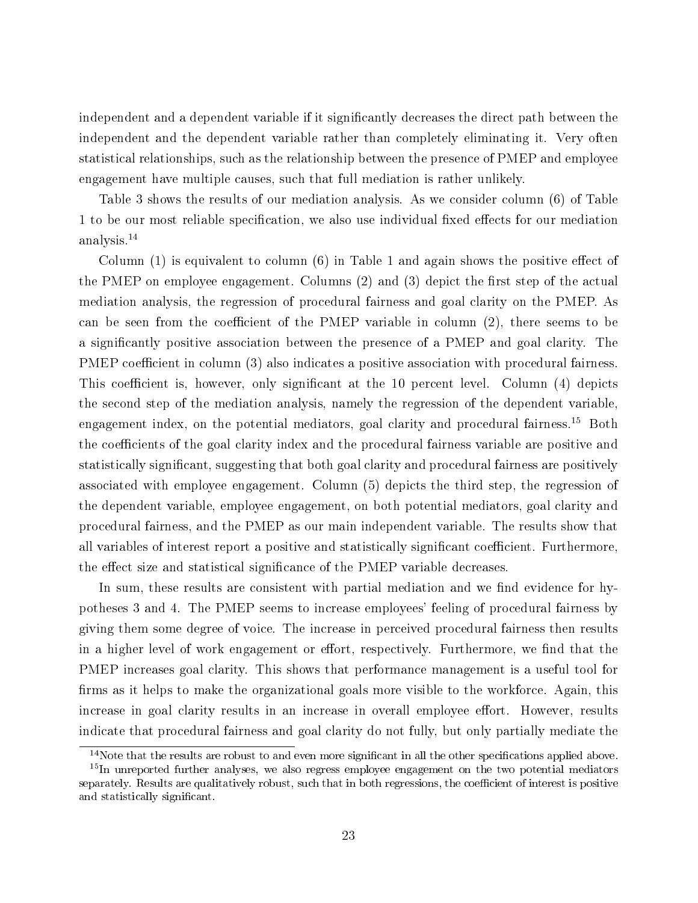independent and a dependent variable if it significantly decreases the direct path between the independent and the dependent variable rather than completely eliminating it. Very often statistical relationships, such as the relationship between the presence of PMEP and employee engagement have multiple causes, such that full mediation is rather unlikely.

Table 3 shows the results of our mediation analysis. As we consider column (6) of Table 1 to be our most reliable specification, we also use individual fixed effects for our mediation analysis.[14]

Column (1) is equivalent to column (6) in Table 1 and again shows the positive effect of the PMEP on employee engagement. Columns (2) and (3) depict the first step of the actual mediation analysis, the regression of procedural fairness and goal clarity on the PMEP. As can be seen from the coefficient of the PMEP variable in column (2), there seems to be a significantly positive association between the presence of a PMEP and goal clarity. The PMEP coefficient in column (3) also indicates a positive association with procedural fairness. This coefficient is, however, only significant at the 10 percent level. Column (4) depicts the second step of the mediation analysis, namely the regression of the dependent variable, engagement index, on the potential mediators, goal clarity and procedural fairness.[15] Both the coefficients of the goal clarity index and the procedural fairness variable are positive and statistically significant, suggesting that both goal clarity and procedural fairness are positively associated with employee engagement. Column (5) depicts the third step, the regression of the dependent variable, employee engagement, on both potential mediators, goal clarity and procedural fairness, and the PMEP as our main independent variable. The results show that all variables of interest report a positive and statistically significant coefficient. Furthermore, the effect size and statistical significance of the PMEP variable decreases.

In sum, these results are consistent with partial mediation and we find evidence for hypotheses 3 and 4. The PMEP seems to increase employees' feeling of procedural fairness by giving them some degree of voice. The increase in perceived procedural fairness then results in a higher level of work engagement or effort, respectively. Furthermore, we find that the PMEP increases goal clarity. This shows that performance management is a useful tool for firms as it helps to make the organizational goals more visible to the workforce. Again, this increase in goal clarity results in an increase in overall employee effort. However, results indicate that procedural fairness and goal clarity do not fully, but only partially mediate the

[14] Note that the results are robust to and even more significant in all the other specifications applied above.

[15] In unreported further analyses, we also regress employee engagement on the two potential mediators separately. Results are qualitatively robust, such that in both regressions, the coefficient of interest is positive and statistically significant.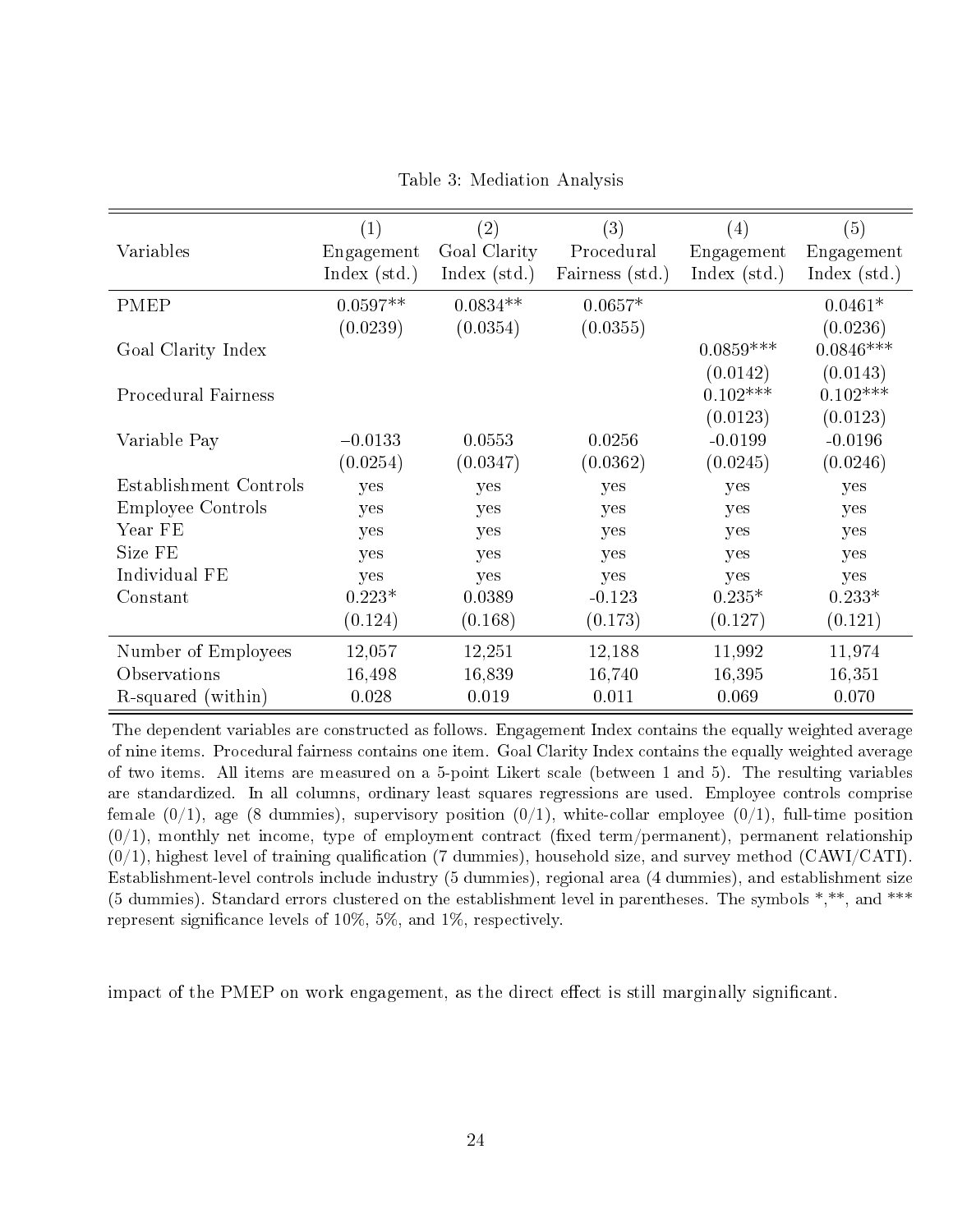Table 3: Mediation Analysis

| Variables | (1) Engagement Index (std.) | (2) Goal Clarity Index (std.) | (3) Procedural Fairness (std.) | (4) Engagement Index (std.) | (5) Engagement Index (std.) |
|---|---|---|---|---|---|
| PMEP | 0.0597** | 0.0834** | 0.0657* | | 0.0461* |
| | (0.0239) | (0.0354) | (0.0355) | | (0.0236) |
| Goal Clarity Index | | | | 0.0859*** | 0.0846*** |
| | | | | (0.0142) | (0.0143) |
| Procedural Fairness | | | | 0.102*** | 0.102*** |
| | | | | (0.0123) | (0.0123) |
| Variable Pay | −0.0133 | 0.0553 | 0.0256 | -0.0199 | -0.0196 |
| | (0.0254) | (0.0347) | (0.0362) | (0.0245) | (0.0246) |
| Establishment Controls | yes | yes | yes | yes | yes |
| Employee Controls | yes | yes | yes | yes | yes |
| Year FE | yes | yes | yes | yes | yes |
| Size FE | yes | yes | yes | yes | yes |
| Individual FE | yes | yes | yes | yes | yes |
| Constant | 0.223* | 0.0389 | -0.123 | 0.235* | 0.233* |
| | (0.124) | (0.168) | (0.173) | (0.127) | (0.121) |
| Number of Employees | 12,057 | 12,251 | 12,188 | 11,992 | 11,974 |
| Observations | 16,498 | 16,839 | 16,740 | 16,395 | 16,351 |
| R-squared (within) | 0.028 | 0.019 | 0.011 | 0.069 | 0.070 |

The dependent variables are constructed as follows. Engagement Index contains the equally weighted average of nine items. Procedural fairness contains one item. Goal Clarity Index contains the equally weighted average of two items. All items are measured on a 5-point Likert scale (between 1 and 5). The resulting variables are standardized. In all columns, ordinary least squares regressions are used. Employee controls comprise female (0/1), age (8 dummies), supervisory position (0/1), white-collar employee (0/1), full-time position (0/1), monthly net income, type of employment contract (fixed term/permanent), permanent relationship (0/1), highest level of training qualification (7 dummies), household size, and survey method (CAWI/CATI). Establishment-level controls include industry (5 dummies), regional area (4 dummies), and establishment size (5 dummies). Standard errors clustered on the establishment level in parentheses. The symbols *,**, and *** represent significance levels of 10%, 5%, and 1%, respectively.

impact of the PMEP on work engagement, as the direct effect is still marginally significant.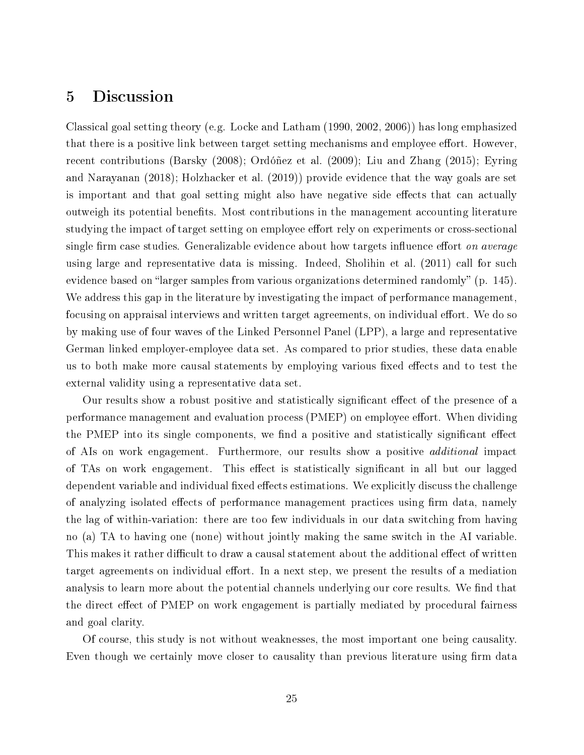# 5 Discussion

Classical goal setting theory (e.g. Locke and Latham (1990, 2002, 2006)) has long emphasized that there is a positive link between target setting mechanisms and employee effort. However, recent contributions (Barsky (2008); Ordóñez et al. (2009); Liu and Zhang (2015); Eyring and Narayanan (2018); Holzhacker et al. (2019)) provide evidence that the way goals are set is important and that goal setting might also have negative side effects that can actually outweigh its potential benefits. Most contributions in the management accounting literature studying the impact of target setting on employee effort rely on experiments or cross-sectional single firm case studies. Generalizable evidence about how targets influence effort *on average* using large and representative data is missing. Indeed, Sholihin et al. (2011) call for such evidence based on "larger samples from various organizations determined randomly" (p. 145). We address this gap in the literature by investigating the impact of performance management, focusing on appraisal interviews and written target agreements, on individual effort. We do so by making use of four waves of the Linked Personnel Panel (LPP), a large and representative German linked employer-employee data set. As compared to prior studies, these data enable us to both make more causal statements by employing various fixed effects and to test the external validity using a representative data set.

Our results show a robust positive and statistically significant effect of the presence of a performance management and evaluation process (PMEP) on employee effort. When dividing the PMEP into its single components, we find a positive and statistically significant effect of AIs on work engagement. Furthermore, our results show a positive *additional* impact of TAs on work engagement. This effect is statistically significant in all but our lagged dependent variable and individual fixed effects estimations. We explicitly discuss the challenge of analyzing isolated effects of performance management practices using firm data, namely the lag of within-variation: there are too few individuals in our data switching from having no (a) TA to having one (none) without jointly making the same switch in the AI variable. This makes it rather difficult to draw a causal statement about the additional effect of written target agreements on individual effort. In a next step, we present the results of a mediation analysis to learn more about the potential channels underlying our core results. We find that the direct effect of PMEP on work engagement is partially mediated by procedural fairness and goal clarity.

Of course, this study is not without weaknesses, the most important one being causality. Even though we certainly move closer to causality than previous literature using firm data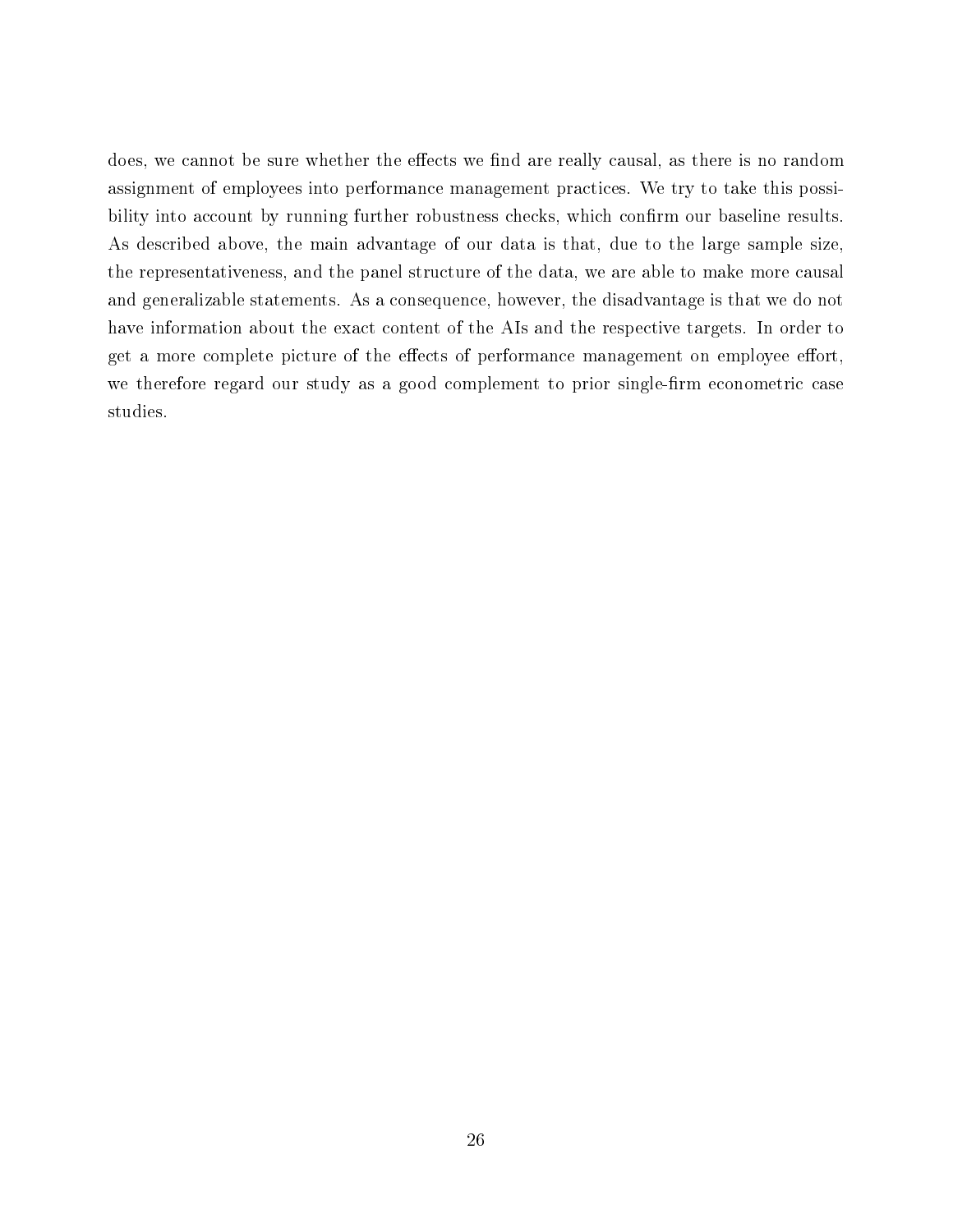does, we cannot be sure whether the effects we find are really causal, as there is no random assignment of employees into performance management practices. We try to take this possibility into account by running further robustness checks, which confirm our baseline results. As described above, the main advantage of our data is that, due to the large sample size, the representativeness, and the panel structure of the data, we are able to make more causal and generalizable statements. As a consequence, however, the disadvantage is that we do not have information about the exact content of the AIs and the respective targets. In order to get a more complete picture of the effects of performance management on employee effort, we therefore regard our study as a good complement to prior single-firm econometric case studies.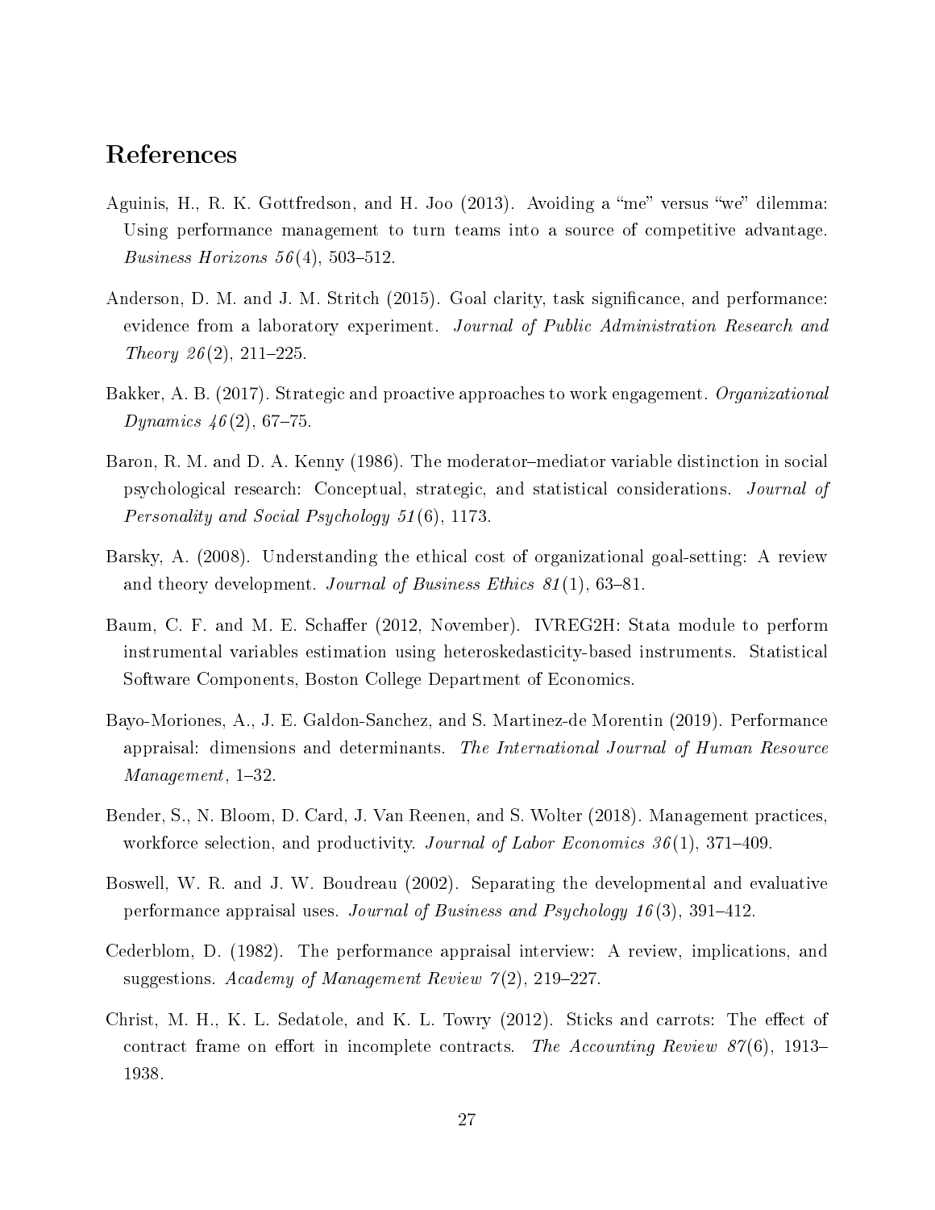# References

Aguinis, H., R. K. Gottfredson, and H. Joo (2013). Avoiding a "me" versus "we" dilemma: Using performance management to turn teams into a source of competitive advantage. *Business Horizons 56*(4), 503–512.

Anderson, D. M. and J. M. Stritch (2015). Goal clarity, task significance, and performance: evidence from a laboratory experiment. *Journal of Public Administration Research and Theory 26*(2), 211–225.

Bakker, A. B. (2017). Strategic and proactive approaches to work engagement. *Organizational Dynamics 46*(2), 67–75.

Baron, R. M. and D. A. Kenny (1986). The moderator–mediator variable distinction in social psychological research: Conceptual, strategic, and statistical considerations. *Journal of Personality and Social Psychology 51*(6), 1173.

Barsky, A. (2008). Understanding the ethical cost of organizational goal-setting: A review and theory development. *Journal of Business Ethics 81*(1), 63–81.

Baum, C. F. and M. E. Schaffer (2012, November). IVREG2H: Stata module to perform instrumental variables estimation using heteroskedasticity-based instruments. Statistical Software Components, Boston College Department of Economics.

Bayo-Moriones, A., J. E. Galdon-Sanchez, and S. Martinez-de Morentin (2019). Performance appraisal: dimensions and determinants. *The International Journal of Human Resource Management*, 1–32.

Bender, S., N. Bloom, D. Card, J. Van Reenen, and S. Wolter (2018). Management practices, workforce selection, and productivity. *Journal of Labor Economics 36*(1), 371–409.

Boswell, W. R. and J. W. Boudreau (2002). Separating the developmental and evaluative performance appraisal uses. *Journal of Business and Psychology 16*(3), 391–412.

Cederblom, D. (1982). The performance appraisal interview: A review, implications, and suggestions. *Academy of Management Review 7*(2), 219–227.

Christ, M. H., K. L. Sedatole, and K. L. Towry (2012). Sticks and carrots: The effect of contract frame on effort in incomplete contracts. *The Accounting Review 87*(6), 1913–1938.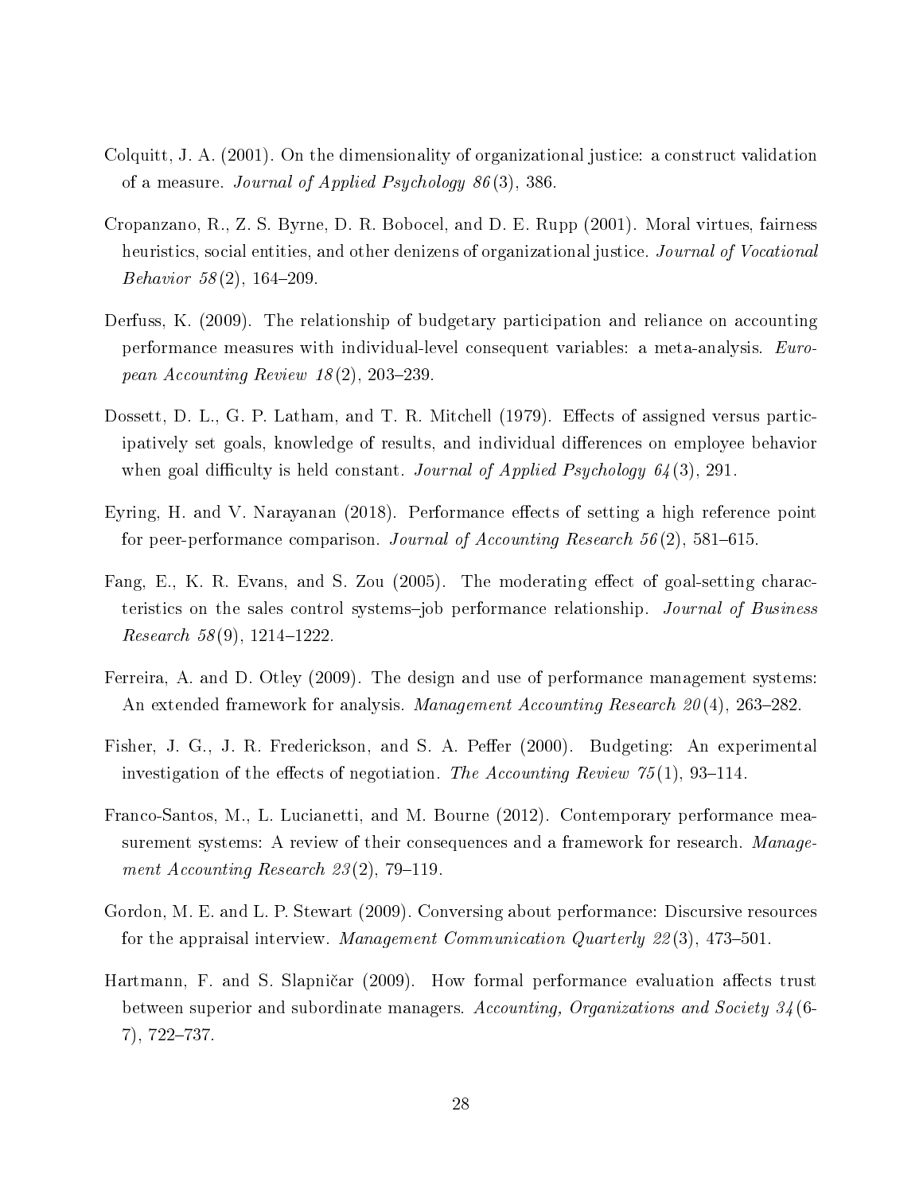Colquitt, J. A. (2001). On the dimensionality of organizational justice: a construct validation of a measure. *Journal of Applied Psychology 86*(3), 386.

Cropanzano, R., Z. S. Byrne, D. R. Bobocel, and D. E. Rupp (2001). Moral virtues, fairness heuristics, social entities, and other denizens of organizational justice. *Journal of Vocational Behavior 58*(2), 164–209.

Derfuss, K. (2009). The relationship of budgetary participation and reliance on accounting performance measures with individual-level consequent variables: a meta-analysis. *European Accounting Review 18*(2), 203–239.

Dossett, D. L., G. P. Latham, and T. R. Mitchell (1979). Effects of assigned versus participatively set goals, knowledge of results, and individual differences on employee behavior when goal difficulty is held constant. *Journal of Applied Psychology 64*(3), 291.

Eyring, H. and V. Narayanan (2018). Performance effects of setting a high reference point for peer-performance comparison. *Journal of Accounting Research 56*(2), 581–615.

Fang, E., K. R. Evans, and S. Zou (2005). The moderating effect of goal-setting characteristics on the sales control systems–job performance relationship. *Journal of Business Research 58*(9), 1214–1222.

Ferreira, A. and D. Otley (2009). The design and use of performance management systems: An extended framework for analysis. *Management Accounting Research 20*(4), 263–282.

Fisher, J. G., J. R. Frederickson, and S. A. Peffer (2000). Budgeting: An experimental investigation of the effects of negotiation. *The Accounting Review 75*(1), 93–114.

Franco-Santos, M., L. Lucianetti, and M. Bourne (2012). Contemporary performance measurement systems: A review of their consequences and a framework for research. *Management Accounting Research 23*(2), 79–119.

Gordon, M. E. and L. P. Stewart (2009). Conversing about performance: Discursive resources for the appraisal interview. *Management Communication Quarterly 22*(3), 473–501.

Hartmann, F. and S. Slapničar (2009). How formal performance evaluation affects trust between superior and subordinate managers. *Accounting, Organizations and Society 34*(6-7), 722–737.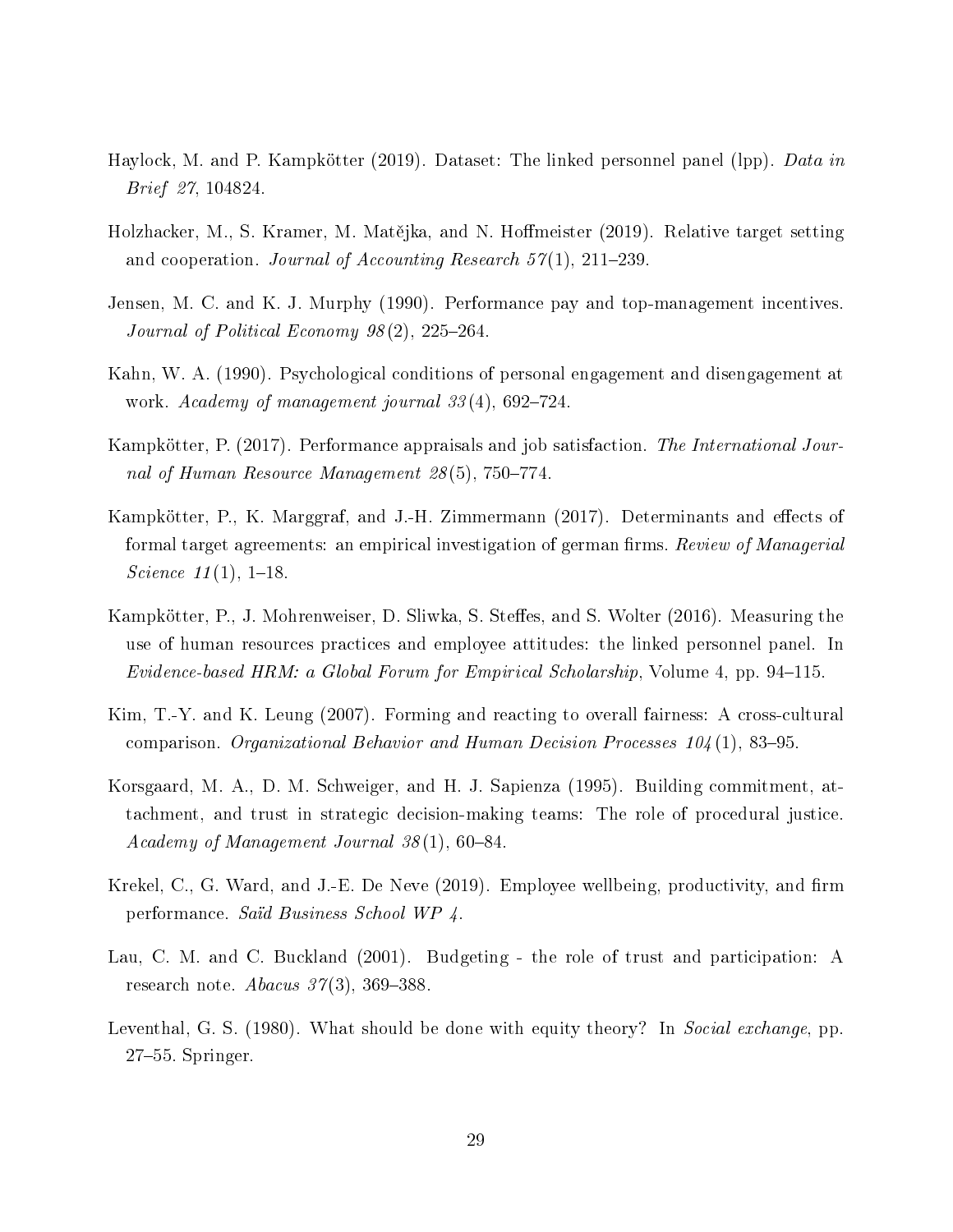Haylock, M. and P. Kampkötter (2019). Dataset: The linked personnel panel (lpp). *Data in Brief 27*, 104824.

Holzhacker, M., S. Kramer, M. Matějka, and N. Hoffmeister (2019). Relative target setting and cooperation. *Journal of Accounting Research 57*(1), 211–239.

Jensen, M. C. and K. J. Murphy (1990). Performance pay and top-management incentives. *Journal of Political Economy 98*(2), 225–264.

Kahn, W. A. (1990). Psychological conditions of personal engagement and disengagement at work. *Academy of management journal 33*(4), 692–724.

Kampkötter, P. (2017). Performance appraisals and job satisfaction. *The International Journal of Human Resource Management 28*(5), 750–774.

Kampkötter, P., K. Marggraf, and J.-H. Zimmermann (2017). Determinants and effects of formal target agreements: an empirical investigation of german firms. *Review of Managerial Science 11*(1), 1–18.

Kampkötter, P., J. Mohrenweiser, D. Sliwka, S. Steffes, and S. Wolter (2016). Measuring the use of human resources practices and employee attitudes: the linked personnel panel. In *Evidence-based HRM: a Global Forum for Empirical Scholarship*, Volume 4, pp. 94–115.

Kim, T.-Y. and K. Leung (2007). Forming and reacting to overall fairness: A cross-cultural comparison. *Organizational Behavior and Human Decision Processes 104*(1), 83–95.

Korsgaard, M. A., D. M. Schweiger, and H. J. Sapienza (1995). Building commitment, attachment, and trust in strategic decision-making teams: The role of procedural justice. *Academy of Management Journal 38*(1), 60–84.

Krekel, C., G. Ward, and J.-E. De Neve (2019). Employee wellbeing, productivity, and firm performance. *Saïd Business School WP 4*.

Lau, C. M. and C. Buckland (2001). Budgeting - the role of trust and participation: A research note. *Abacus 37*(3), 369–388.

Leventhal, G. S. (1980). What should be done with equity theory? In *Social exchange*, pp. 27–55. Springer.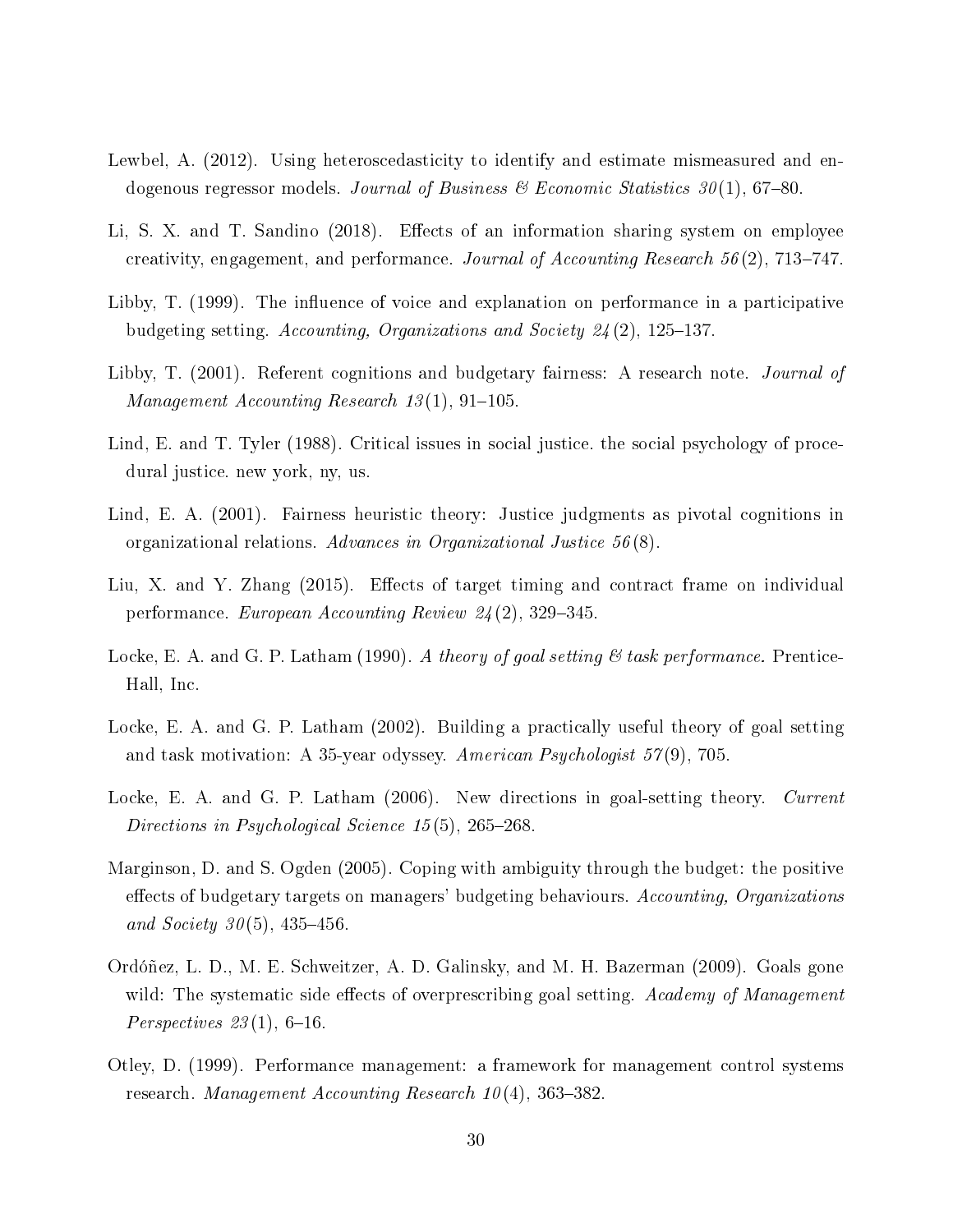Lewbel, A. (2012). Using heteroscedasticity to identify and estimate mismeasured and endogenous regressor models. *Journal of Business & Economic Statistics 30*(1), 67–80.

Li, S. X. and T. Sandino (2018). Effects of an information sharing system on employee creativity, engagement, and performance. *Journal of Accounting Research 56*(2), 713–747.

Libby, T. (1999). The influence of voice and explanation on performance in a participative budgeting setting. *Accounting, Organizations and Society 24*(2), 125–137.

Libby, T. (2001). Referent cognitions and budgetary fairness: A research note. *Journal of Management Accounting Research 13*(1), 91–105.

Lind, E. and T. Tyler (1988). Critical issues in social justice. the social psychology of procedural justice. new york, ny, us.

Lind, E. A. (2001). Fairness heuristic theory: Justice judgments as pivotal cognitions in organizational relations. *Advances in Organizational Justice 56*(8).

Liu, X. and Y. Zhang (2015). Effects of target timing and contract frame on individual performance. *European Accounting Review 24*(2), 329–345.

Locke, E. A. and G. P. Latham (1990). *A theory of goal setting & task performance.* Prentice-Hall, Inc.

Locke, E. A. and G. P. Latham (2002). Building a practically useful theory of goal setting and task motivation: A 35-year odyssey. *American Psychologist 57*(9), 705.

Locke, E. A. and G. P. Latham (2006). New directions in goal-setting theory. *Current Directions in Psychological Science 15*(5), 265–268.

Marginson, D. and S. Ogden (2005). Coping with ambiguity through the budget: the positive effects of budgetary targets on managers' budgeting behaviours. *Accounting, Organizations and Society 30*(5), 435–456.

Ordóñez, L. D., M. E. Schweitzer, A. D. Galinsky, and M. H. Bazerman (2009). Goals gone wild: The systematic side effects of overprescribing goal setting. *Academy of Management Perspectives 23*(1), 6–16.

Otley, D. (1999). Performance management: a framework for management control systems research. *Management Accounting Research 10*(4), 363–382.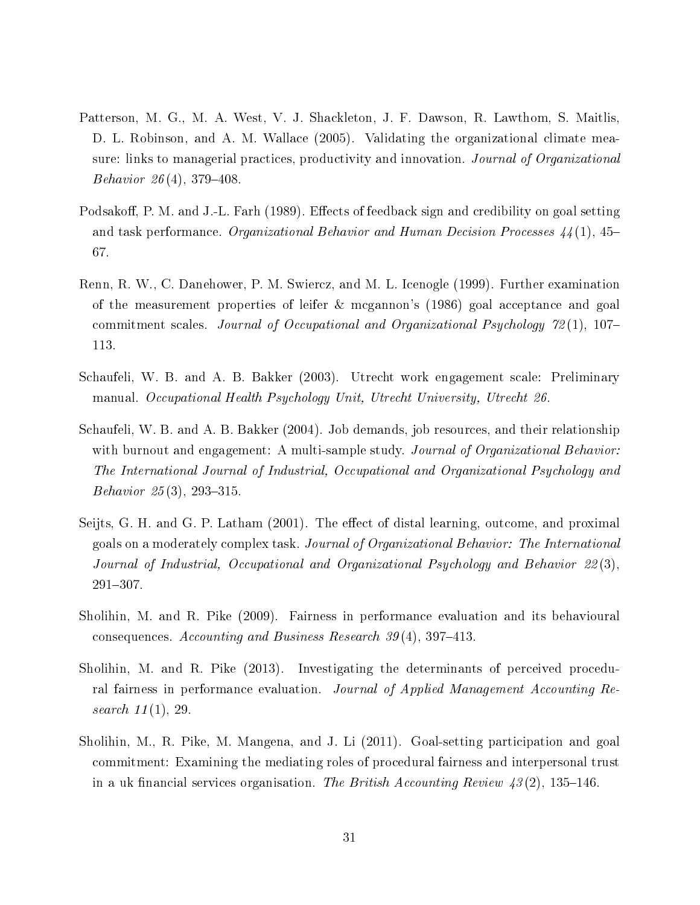Patterson, M. G., M. A. West, V. J. Shackleton, J. F. Dawson, R. Lawthom, S. Maitlis, D. L. Robinson, and A. M. Wallace (2005). Validating the organizational climate measure: links to managerial practices, productivity and innovation. *Journal of Organizational Behavior 26*(4), 379–408.

Podsakoff, P. M. and J.-L. Farh (1989). Effects of feedback sign and credibility on goal setting and task performance. *Organizational Behavior and Human Decision Processes 44*(1), 45–67.

Renn, R. W., C. Danehower, P. M. Swiercz, and M. L. Icenogle (1999). Further examination of the measurement properties of leifer & mcgannon's (1986) goal acceptance and goal commitment scales. *Journal of Occupational and Organizational Psychology 72*(1), 107–113.

Schaufeli, W. B. and A. B. Bakker (2003). Utrecht work engagement scale: Preliminary manual. *Occupational Health Psychology Unit, Utrecht University, Utrecht 26*.

Schaufeli, W. B. and A. B. Bakker (2004). Job demands, job resources, and their relationship with burnout and engagement: A multi-sample study. *Journal of Organizational Behavior: The International Journal of Industrial, Occupational and Organizational Psychology and Behavior 25*(3), 293–315.

Seijts, G. H. and G. P. Latham (2001). The effect of distal learning, outcome, and proximal goals on a moderately complex task. *Journal of Organizational Behavior: The International Journal of Industrial, Occupational and Organizational Psychology and Behavior 22*(3), 291–307.

Sholihin, M. and R. Pike (2009). Fairness in performance evaluation and its behavioural consequences. *Accounting and Business Research 39*(4), 397–413.

Sholihin, M. and R. Pike (2013). Investigating the determinants of perceived procedural fairness in performance evaluation. *Journal of Applied Management Accounting Research 11*(1), 29.

Sholihin, M., R. Pike, M. Mangena, and J. Li (2011). Goal-setting participation and goal commitment: Examining the mediating roles of procedural fairness and interpersonal trust in a uk financial services organisation. *The British Accounting Review 43*(2), 135–146.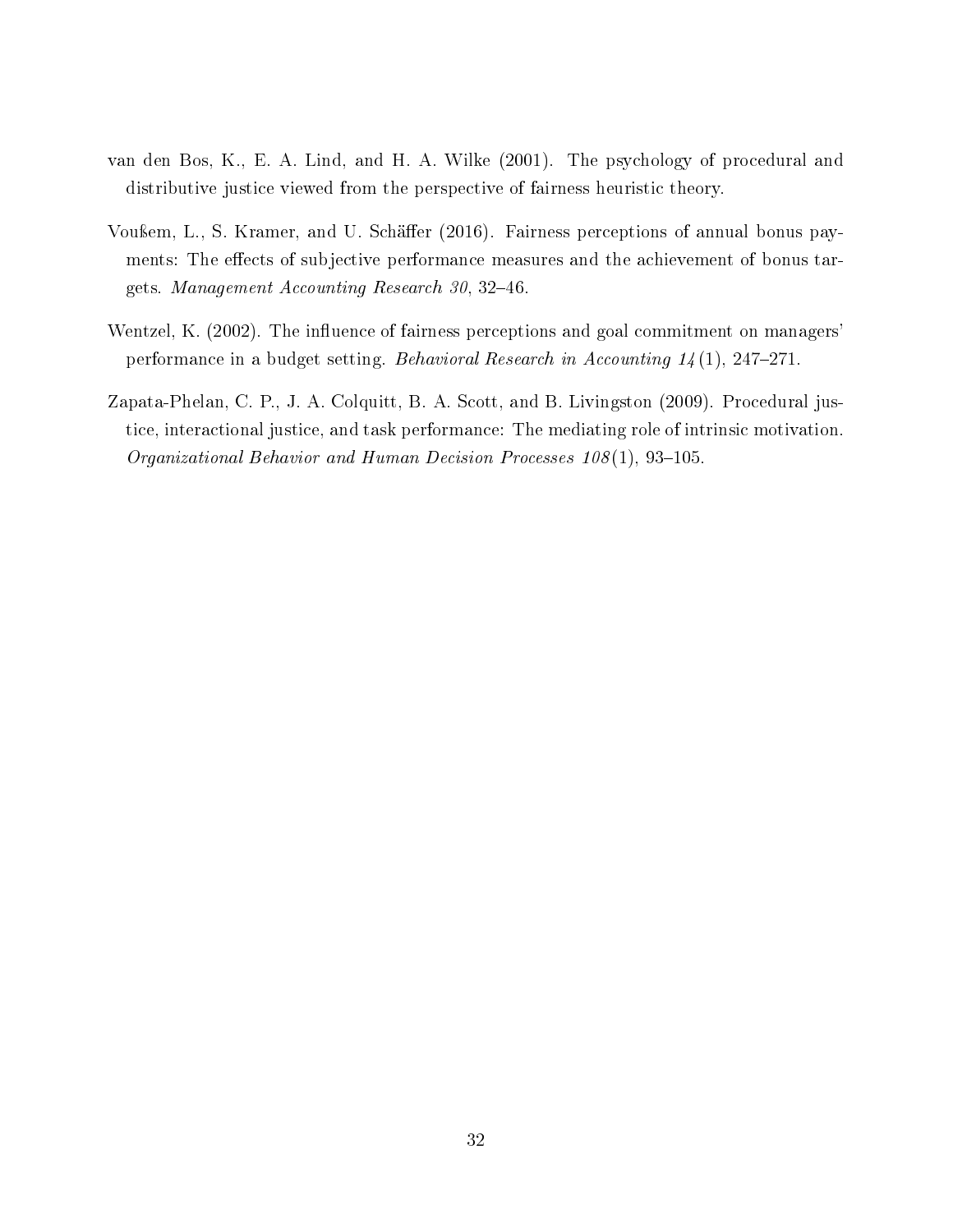van den Bos, K., E. A. Lind, and H. A. Wilke (2001). The psychology of procedural and distributive justice viewed from the perspective of fairness heuristic theory.

Voußem, L., S. Kramer, and U. Schäffer (2016). Fairness perceptions of annual bonus payments: The effects of subjective performance measures and the achievement of bonus targets. *Management Accounting Research 30*, 32–46.

Wentzel, K. (2002). The influence of fairness perceptions and goal commitment on managers' performance in a budget setting. *Behavioral Research in Accounting 14*(1), 247–271.

Zapata-Phelan, C. P., J. A. Colquitt, B. A. Scott, and B. Livingston (2009). Procedural justice, interactional justice, and task performance: The mediating role of intrinsic motivation. *Organizational Behavior and Human Decision Processes 108*(1), 93–105.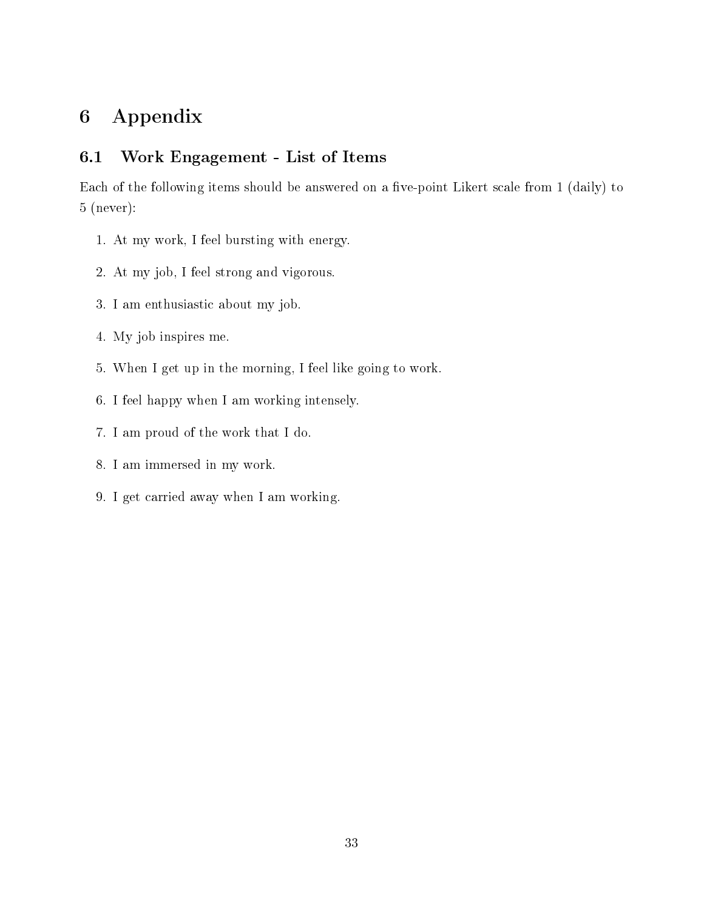# 6 Appendix

## 6.1 Work Engagement - List of Items

Each of the following items should be answered on a five-point Likert scale from 1 (daily) to 5 (never):

1. At my work, I feel bursting with energy.
2. At my job, I feel strong and vigorous.
3. I am enthusiastic about my job.
4. My job inspires me.
5. When I get up in the morning, I feel like going to work.
6. I feel happy when I am working intensely.
7. I am proud of the work that I do.
8. I am immersed in my work.
9. I get carried away when I am working.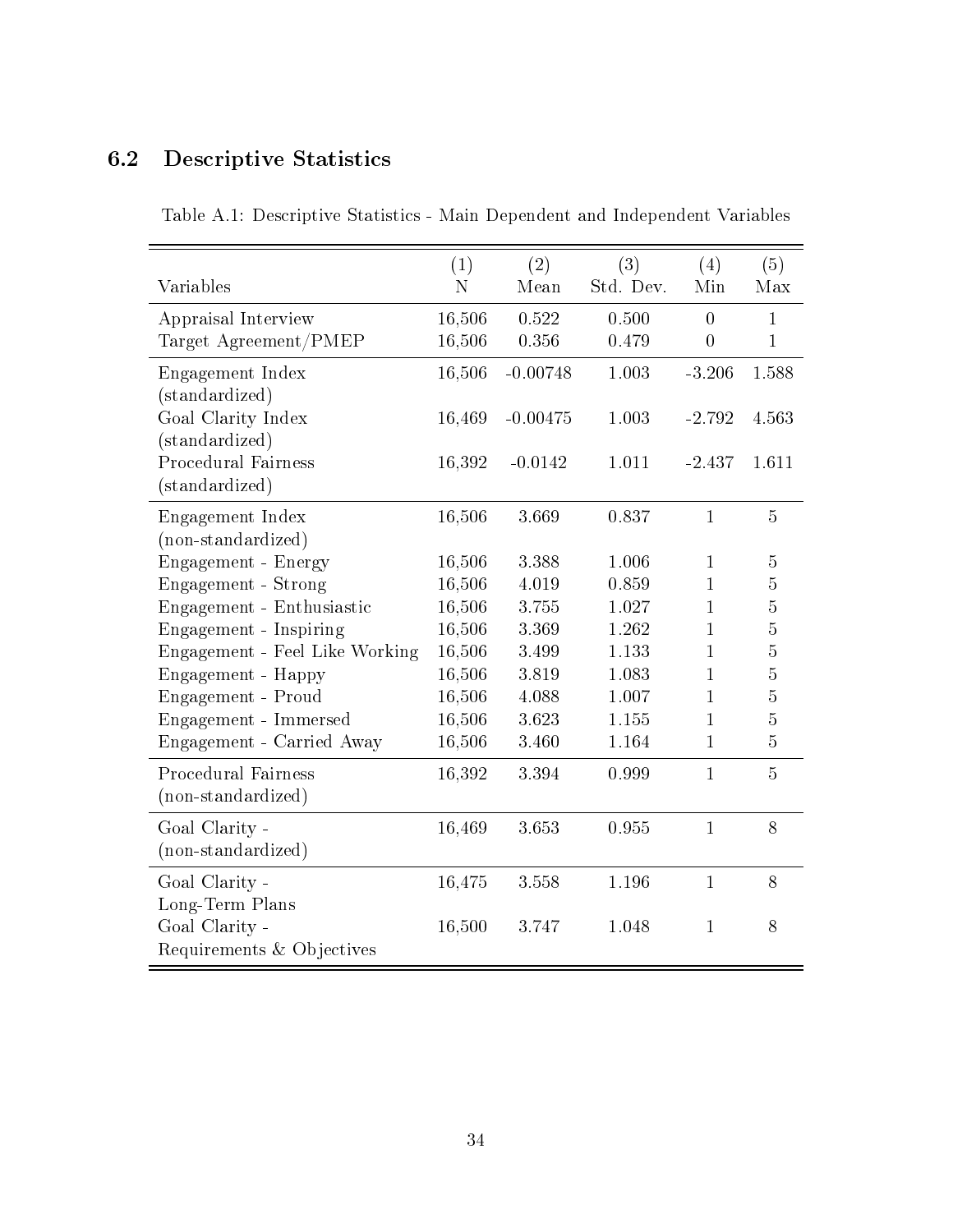## 6.2 Descriptive Statistics

Table A.1: Descriptive Statistics - Main Dependent and Independent Variables

| Variables | (1) N | (2) Mean | (3) Std. Dev. | (4) Min | (5) Max |
|---|---|---|---|---|---|
| Appraisal Interview | 16,506 | 0.522 | 0.500 | 0 | 1 |
| Target Agreement/PMEP | 16,506 | 0.356 | 0.479 | 0 | 1 |
| Engagement Index (standardized) | 16,506 | -0.00748 | 1.003 | -3.206 | 1.588 |
| Goal Clarity Index (standardized) | 16,469 | -0.00475 | 1.003 | -2.792 | 4.563 |
| Procedural Fairness (standardized) | 16,392 | -0.0142 | 1.011 | -2.437 | 1.611 |
| Engagement Index (non-standardized) | 16,506 | 3.669 | 0.837 | 1 | 5 |
| Engagement - Energy | 16,506 | 3.388 | 1.006 | 1 | 5 |
| Engagement - Strong | 16,506 | 4.019 | 0.859 | 1 | 5 |
| Engagement - Enthusiastic | 16,506 | 3.755 | 1.027 | 1 | 5 |
| Engagement - Inspiring | 16,506 | 3.369 | 1.262 | 1 | 5 |
| Engagement - Feel Like Working | 16,506 | 3.499 | 1.133 | 1 | 5 |
| Engagement - Happy | 16,506 | 3.819 | 1.083 | 1 | 5 |
| Engagement - Proud | 16,506 | 4.088 | 1.007 | 1 | 5 |
| Engagement - Immersed | 16,506 | 3.623 | 1.155 | 1 | 5 |
| Engagement - Carried Away | 16,506 | 3.460 | 1.164 | 1 | 5 |
| Procedural Fairness (non-standardized) | 16,392 | 3.394 | 0.999 | 1 | 5 |
| Goal Clarity - (non-standardized) | 16,469 | 3.653 | 0.955 | 1 | 8 |
| Goal Clarity - Long-Term Plans | 16,475 | 3.558 | 1.196 | 1 | 8 |
| Goal Clarity - Requirements & Objectives | 16,500 | 3.747 | 1.048 | 1 | 8 |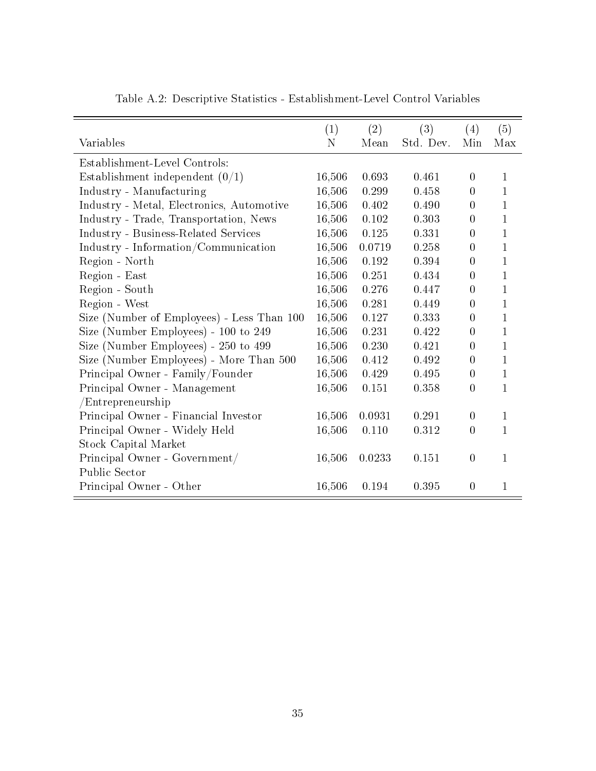Table A.2: Descriptive Statistics - Establishment-Level Control Variables

| Variables | (1) N | (2) Mean | (3) Std. Dev. | (4) Min | (5) Max |
|---|---|---|---|---|---|
| Establishment-Level Controls: | | | | | |
| Establishment independent (0/1) | 16,506 | 0.693 | 0.461 | 0 | 1 |
| Industry - Manufacturing | 16,506 | 0.299 | 0.458 | 0 | 1 |
| Industry - Metal, Electronics, Automotive | 16,506 | 0.402 | 0.490 | 0 | 1 |
| Industry - Trade, Transportation, News | 16,506 | 0.102 | 0.303 | 0 | 1 |
| Industry - Business-Related Services | 16,506 | 0.125 | 0.331 | 0 | 1 |
| Industry - Information/Communication | 16,506 | 0.0719 | 0.258 | 0 | 1 |
| Region - North | 16,506 | 0.192 | 0.394 | 0 | 1 |
| Region - East | 16,506 | 0.251 | 0.434 | 0 | 1 |
| Region - South | 16,506 | 0.276 | 0.447 | 0 | 1 |
| Region - West | 16,506 | 0.281 | 0.449 | 0 | 1 |
| Size (Number of Employees) - Less Than 100 | 16,506 | 0.127 | 0.333 | 0 | 1 |
| Size (Number Employees) - 100 to 249 | 16,506 | 0.231 | 0.422 | 0 | 1 |
| Size (Number Employees) - 250 to 499 | 16,506 | 0.230 | 0.421 | 0 | 1 |
| Size (Number Employees) - More Than 500 | 16,506 | 0.412 | 0.492 | 0 | 1 |
| Principal Owner - Family/Founder | 16,506 | 0.429 | 0.495 | 0 | 1 |
| Principal Owner - Management /Entrepreneurship | 16,506 | 0.151 | 0.358 | 0 | 1 |
| Principal Owner - Financial Investor | 16,506 | 0.0931 | 0.291 | 0 | 1 |
| Principal Owner - Widely Held Stock Capital Market | 16,506 | 0.110 | 0.312 | 0 | 1 |
| Principal Owner - Government/ Public Sector | 16,506 | 0.0233 | 0.151 | 0 | 1 |
| Principal Owner - Other | 16,506 | 0.194 | 0.395 | 0 | 1 |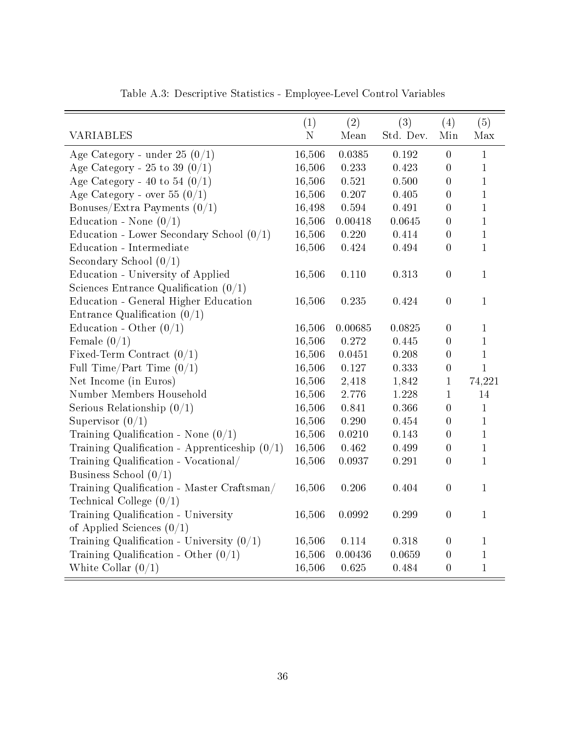Table A.3: Descriptive Statistics - Employee-Level Control Variables

| VARIABLES | (1) N | (2) Mean | (3) Std. Dev. | (4) Min | (5) Max |
|---|---|---|---|---|---|
| Age Category - under 25 (0/1) | 16,506 | 0.0385 | 0.192 | 0 | 1 |
| Age Category - 25 to 39 (0/1) | 16,506 | 0.233 | 0.423 | 0 | 1 |
| Age Category - 40 to 54 (0/1) | 16,506 | 0.521 | 0.500 | 0 | 1 |
| Age Category - over 55 (0/1) | 16,506 | 0.207 | 0.405 | 0 | 1 |
| Bonuses/Extra Payments (0/1) | 16,498 | 0.594 | 0.491 | 0 | 1 |
| Education - None (0/1) | 16,506 | 0.00418 | 0.0645 | 0 | 1 |
| Education - Lower Secondary School (0/1) | 16,506 | 0.220 | 0.414 | 0 | 1 |
| Education - Intermediate Secondary School (0/1) | 16,506 | 0.424 | 0.494 | 0 | 1 |
| Education - University of Applied Sciences Entrance Qualification (0/1) | 16,506 | 0.110 | 0.313 | 0 | 1 |
| Education - General Higher Education Entrance Qualification (0/1) | 16,506 | 0.235 | 0.424 | 0 | 1 |
| Education - Other (0/1) | 16,506 | 0.00685 | 0.0825 | 0 | 1 |
| Female (0/1) | 16,506 | 0.272 | 0.445 | 0 | 1 |
| Fixed-Term Contract (0/1) | 16,506 | 0.0451 | 0.208 | 0 | 1 |
| Full Time/Part Time (0/1) | 16,506 | 0.127 | 0.333 | 0 | 1 |
| Net Income (in Euros) | 16,506 | 2,418 | 1,842 | 1 | 74,221 |
| Number Members Household | 16,506 | 2.776 | 1.228 | 1 | 14 |
| Serious Relationship (0/1) | 16,506 | 0.841 | 0.366 | 0 | 1 |
| Supervisor (0/1) | 16,506 | 0.290 | 0.454 | 0 | 1 |
| Training Qualification - None (0/1) | 16,506 | 0.0210 | 0.143 | 0 | 1 |
| Training Qualification - Apprenticeship (0/1) | 16,506 | 0.462 | 0.499 | 0 | 1 |
| Training Qualification - Vocational/ Business School (0/1) | 16,506 | 0.0937 | 0.291 | 0 | 1 |
| Training Qualification - Master Craftsman/ Technical College (0/1) | 16,506 | 0.206 | 0.404 | 0 | 1 |
| Training Qualification - University of Applied Sciences (0/1) | 16,506 | 0.0992 | 0.299 | 0 | 1 |
| Training Qualification - University (0/1) | 16,506 | 0.114 | 0.318 | 0 | 1 |
| Training Qualification - Other (0/1) | 16,506 | 0.00436 | 0.0659 | 0 | 1 |
| White Collar (0/1) | 16,506 | 0.625 | 0.484 | 0 | 1 |